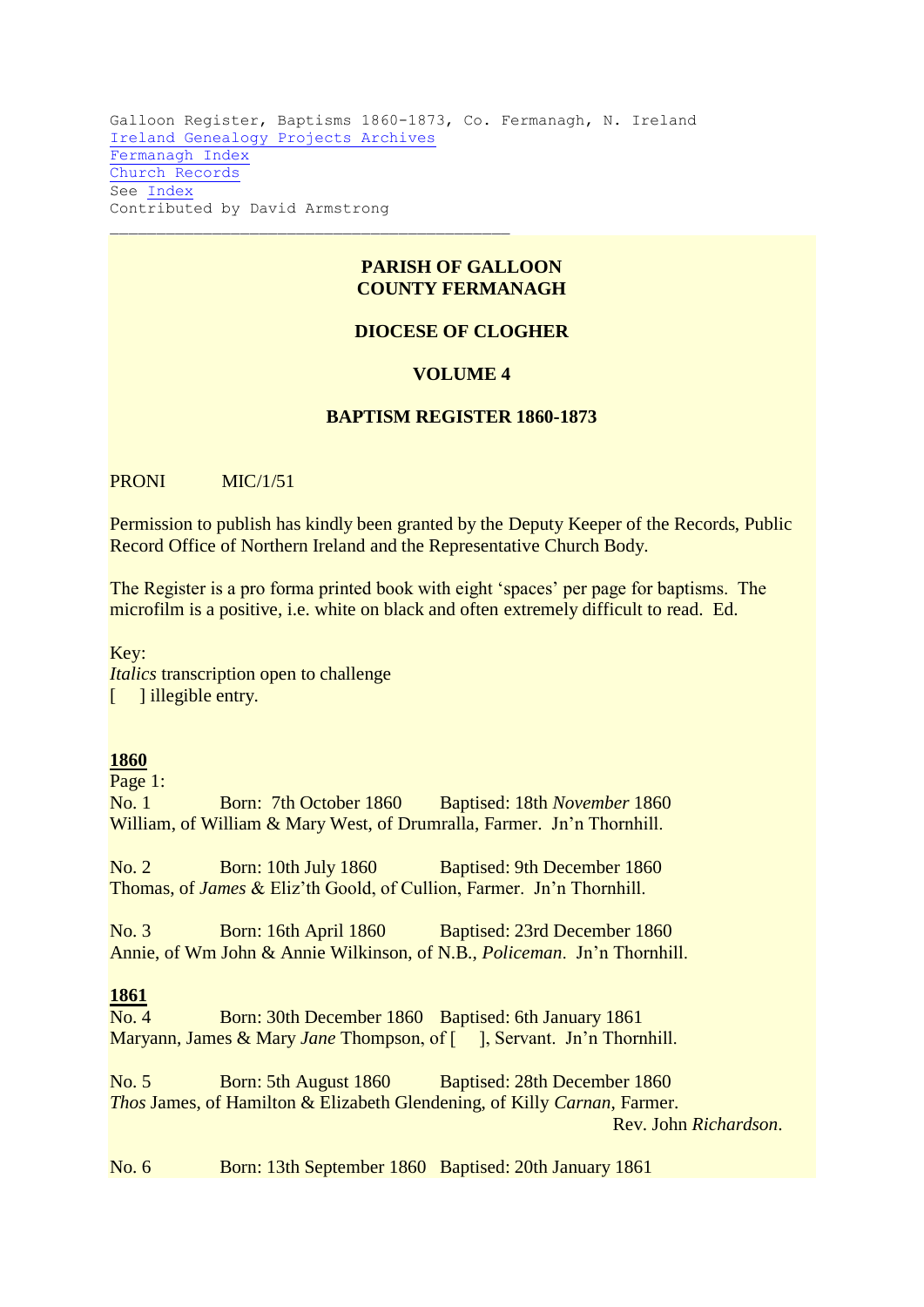Galloon Register, Baptisms 1860-1873, Co. Fermanagh, N. Ireland
Ireland Genealogy Projects Archives
Fermanagh Index
Church Records
See Index
Contributed by David Armstrong

---

**PARISH OF GALLOON**
**COUNTY FERMANAGH**

**DIOCESE OF CLOGHER**

**VOLUME 4**

**BAPTISM REGISTER 1860-1873**

PRONI MIC/1/51

Permission to publish has kindly been granted by the Deputy Keeper of the Records, Public Record Office of Northern Ireland and the Representative Church Body.

The Register is a pro forma printed book with eight 'spaces' per page for baptisms. The microfilm is a positive, i.e. white on black and often extremely difficult to read. Ed.

Key:
*Italics* transcription open to challenge
[ ] illegible entry.

**1860**

Page 1:
No. 1 Born: 7th October 1860 Baptised: 18th *November* 1860
William, of William & Mary West, of Drumralla, Farmer. Jn'n Thornhill.

No. 2 Born: 10th July 1860 Baptised: 9th December 1860
Thomas, of *James* & Eliz'th Goold, of Cullion, Farmer. Jn'n Thornhill.

No. 3 Born: 16th April 1860 Baptised: 23rd December 1860
Annie, of Wm John & Annie Wilkinson, of N.B., *Policeman*. Jn'n Thornhill.

**1861**

No. 4 Born: 30th December 1860 Baptised: 6th January 1861
Maryann, James & Mary *Jane* Thompson, of [ ], Servant. Jn'n Thornhill.

No. 5 Born: 5th August 1860 Baptised: 28th December 1860
*Thos* James, of Hamilton & Elizabeth Glendening, of Killy *Carnan*, Farmer.
Rev. John *Richardson*.

No. 6 Born: 13th September 1860 Baptised: 20th January 1861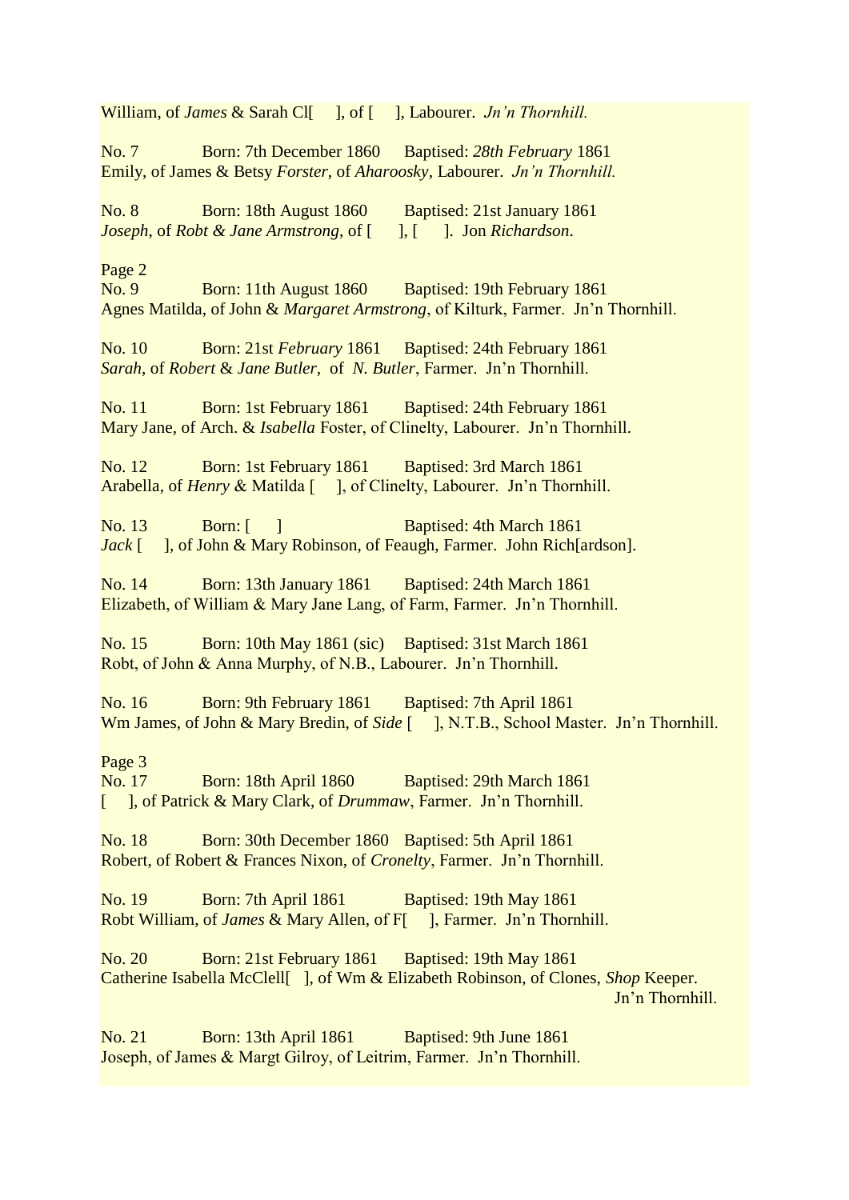William, of *James* & Sarah Cl[ ], of [ ], Labourer. *Jn'n Thornhill.*

No. 7 Born: 7th December 1860 Baptised: *28th February* 1861
Emily, of James & Betsy *Forster*, of *Aharoosky*, Labourer. *Jn'n Thornhill.*

No. 8 Born: 18th August 1860 Baptised: 21st January 1861
*Joseph*, of *Robt & Jane Armstrong*, of [ ], [ ]. Jon *Richardson*.

Page 2
No. 9 Born: 11th August 1860 Baptised: 19th February 1861
Agnes Matilda, of John & *Margaret Armstrong*, of Kilturk, Farmer. Jn'n Thornhill.

No. 10 Born: 21st *February* 1861 Baptised: 24th February 1861
*Sarah*, of *Robert* & *Jane Butler,* of *N. Butler*, Farmer. Jn'n Thornhill.

No. 11 Born: 1st February 1861 Baptised: 24th February 1861
Mary Jane, of Arch. & *Isabella* Foster, of Clinelty, Labourer. Jn'n Thornhill.

No. 12 Born: 1st February 1861 Baptised: 3rd March 1861
Arabella, of *Henry* & Matilda [ ], of Clinelty, Labourer. Jn'n Thornhill.

No. 13 Born: [ ] Baptised: 4th March 1861
*Jack* [ ], of John & Mary Robinson, of Feaugh, Farmer. John Rich[ardson].

No. 14 Born: 13th January 1861 Baptised: 24th March 1861
Elizabeth, of William & Mary Jane Lang, of Farm, Farmer. Jn'n Thornhill.

No. 15 Born: 10th May 1861 (sic) Baptised: 31st March 1861
Robt, of John & Anna Murphy, of N.B., Labourer. Jn'n Thornhill.

No. 16 Born: 9th February 1861 Baptised: 7th April 1861
Wm James, of John & Mary Bredin, of *Side* [ ], N.T.B., School Master. Jn'n Thornhill.

Page 3
No. 17 Born: 18th April 1860 Baptised: 29th March 1861
[ ], of Patrick & Mary Clark, of *Drummaw*, Farmer. Jn'n Thornhill.

No. 18 Born: 30th December 1860 Baptised: 5th April 1861
Robert, of Robert & Frances Nixon, of *Cronelty*, Farmer. Jn'n Thornhill.

No. 19 Born: 7th April 1861 Baptised: 19th May 1861
Robt William, of *James* & Mary Allen, of F[ ], Farmer. Jn'n Thornhill.

No. 20 Born: 21st February 1861 Baptised: 19th May 1861
Catherine Isabella McClell[ ], of Wm & Elizabeth Robinson, of Clones, *Shop* Keeper. Jn'n Thornhill.

No. 21 Born: 13th April 1861 Baptised: 9th June 1861
Joseph, of James & Margt Gilroy, of Leitrim, Farmer. Jn'n Thornhill.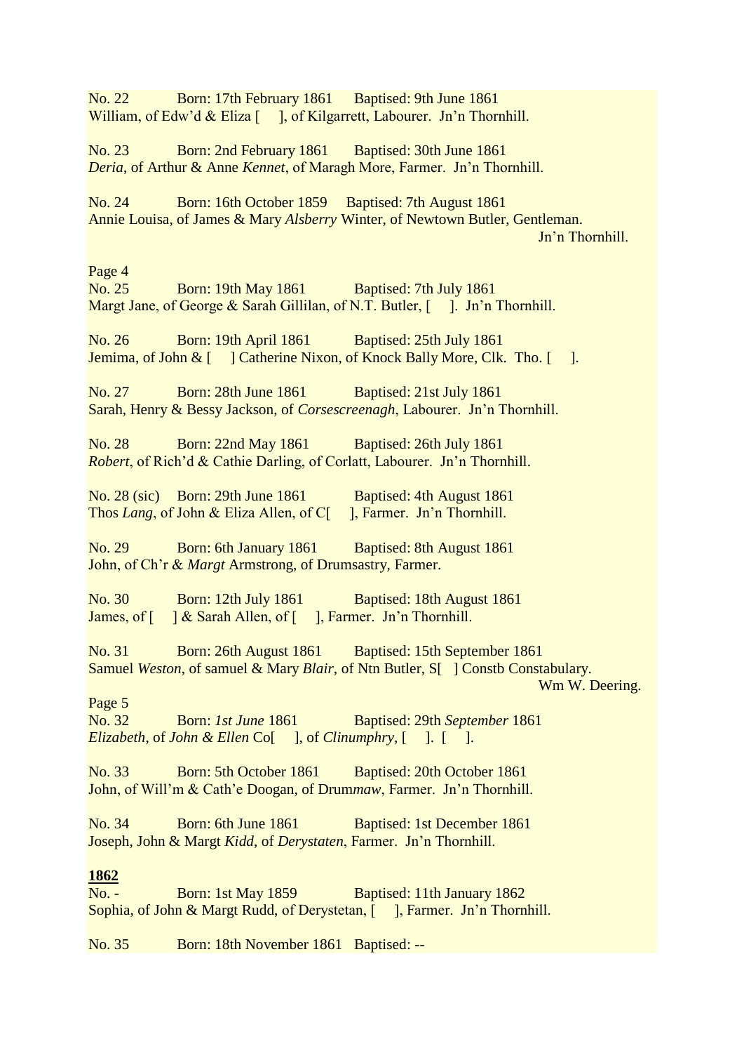No. 22 Born: 17th February 1861 Baptised: 9th June 1861
William, of Edw'd & Eliza [ ], of Kilgarrett, Labourer. Jn'n Thornhill.

No. 23 Born: 2nd February 1861 Baptised: 30th June 1861
*Deria*, of Arthur & Anne *Kennet*, of Maragh More, Farmer. Jn'n Thornhill.

No. 24 Born: 16th October 1859 Baptised: 7th August 1861
Annie Louisa, of James & Mary *Alsberry* Winter, of Newtown Butler, Gentleman.
Jn'n Thornhill.

Page 4
No. 25 Born: 19th May 1861 Baptised: 7th July 1861
Margt Jane, of George & Sarah Gillilan, of N.T. Butler, [ ]. Jn'n Thornhill.

No. 26 Born: 19th April 1861 Baptised: 25th July 1861
Jemima, of John & [ ] Catherine Nixon, of Knock Bally More, Clk. Tho. [ ].

No. 27 Born: 28th June 1861 Baptised: 21st July 1861
Sarah, Henry & Bessy Jackson, of *Corsescreenagh*, Labourer. Jn'n Thornhill.

No. 28 Born: 22nd May 1861 Baptised: 26th July 1861
*Robert*, of Rich'd & Cathie Darling, of Corlatt, Labourer. Jn'n Thornhill.

No. 28 (sic) Born: 29th June 1861 Baptised: 4th August 1861
Thos *Lang*, of John & Eliza Allen, of C[ ], Farmer. Jn'n Thornhill.

No. 29 Born: 6th January 1861 Baptised: 8th August 1861
John, of Ch'r & *Margt* Armstrong, of Drumsastry, Farmer.

No. 30 Born: 12th July 1861 Baptised: 18th August 1861
James, of [ ] & Sarah Allen, of [ ], Farmer. Jn'n Thornhill.

No. 31 Born: 26th August 1861 Baptised: 15th September 1861
Samuel *Weston*, of samuel & Mary *Blair*, of Ntn Butler, S[ ] Constb Constabulary.
Wm W. Deering.

Page 5
No. 32 Born: *1st June* 1861 Baptised: 29th *September* 1861
*Elizabeth*, of *John & Ellen* Co[ ], of *Clinumphry*, [ ]. [ ].

No. 33 Born: 5th October 1861 Baptised: 20th October 1861
John, of Will'm & Cath'e Doogan, of Drum*maw*, Farmer. Jn'n Thornhill.

No. 34 Born: 6th June 1861 Baptised: 1st December 1861
Joseph, John & Margt *Kidd*, of *Derystaten*, Farmer. Jn'n Thornhill.

**1862**
No. - Born: 1st May 1859 Baptised: 11th January 1862
Sophia, of John & Margt Rudd, of Derystetan, [ ], Farmer. Jn'n Thornhill.

No. 35 Born: 18th November 1861 Baptised: --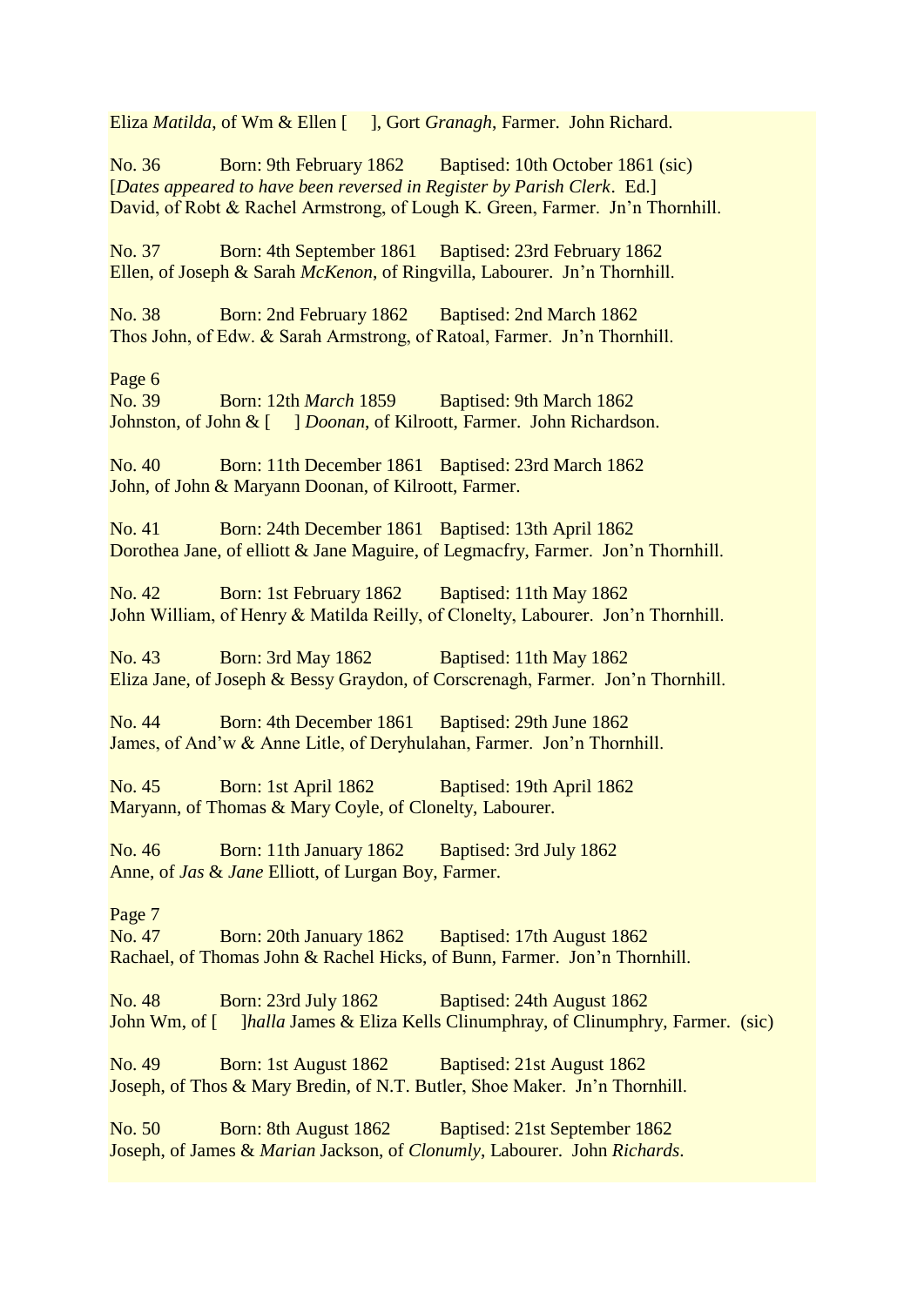Eliza *Matilda*, of Wm & Ellen [ ], Gort *Granagh*, Farmer. John Richard.

No. 36 Born: 9th February 1862 Baptised: 10th October 1861 (sic)
[*Dates appeared to have been reversed in Register by Parish Clerk*. Ed.]
David, of Robt & Rachel Armstrong, of Lough K. Green, Farmer. Jn'n Thornhill.

No. 37 Born: 4th September 1861 Baptised: 23rd February 1862
Ellen, of Joseph & Sarah *McKenon*, of Ringvilla, Labourer. Jn'n Thornhill.

No. 38 Born: 2nd February 1862 Baptised: 2nd March 1862
Thos John, of Edw. & Sarah Armstrong, of Ratoal, Farmer. Jn'n Thornhill.

Page 6
No. 39 Born: 12th *March* 1859 Baptised: 9th March 1862
Johnston, of John & [ ] *Doonan*, of Kilroott, Farmer. John Richardson.

No. 40 Born: 11th December 1861 Baptised: 23rd March 1862
John, of John & Maryann Doonan, of Kilroott, Farmer.

No. 41 Born: 24th December 1861 Baptised: 13th April 1862
Dorothea Jane, of elliott & Jane Maguire, of Legmacfry, Farmer. Jon'n Thornhill.

No. 42 Born: 1st February 1862 Baptised: 11th May 1862
John William, of Henry & Matilda Reilly, of Clonelty, Labourer. Jon'n Thornhill.

No. 43 Born: 3rd May 1862 Baptised: 11th May 1862
Eliza Jane, of Joseph & Bessy Graydon, of Corscrenagh, Farmer. Jon'n Thornhill.

No. 44 Born: 4th December 1861 Baptised: 29th June 1862
James, of And'w & Anne Litle, of Deryhulahan, Farmer. Jon'n Thornhill.

No. 45 Born: 1st April 1862 Baptised: 19th April 1862
Maryann, of Thomas & Mary Coyle, of Clonelty, Labourer.

No. 46 Born: 11th January 1862 Baptised: 3rd July 1862
Anne, of *Jas* & *Jane* Elliott, of Lurgan Boy, Farmer.

Page 7
No. 47 Born: 20th January 1862 Baptised: 17th August 1862
Rachael, of Thomas John & Rachel Hicks, of Bunn, Farmer. Jon'n Thornhill.

No. 48 Born: 23rd July 1862 Baptised: 24th August 1862
John Wm, of [ ]*halla* James & Eliza Kells Clinumphray, of Clinumphry, Farmer. (sic)

No. 49 Born: 1st August 1862 Baptised: 21st August 1862
Joseph, of Thos & Mary Bredin, of N.T. Butler, Shoe Maker. Jn'n Thornhill.

No. 50 Born: 8th August 1862 Baptised: 21st September 1862
Joseph, of James & *Marian* Jackson, of *Clonumly*, Labourer. John *Richards*.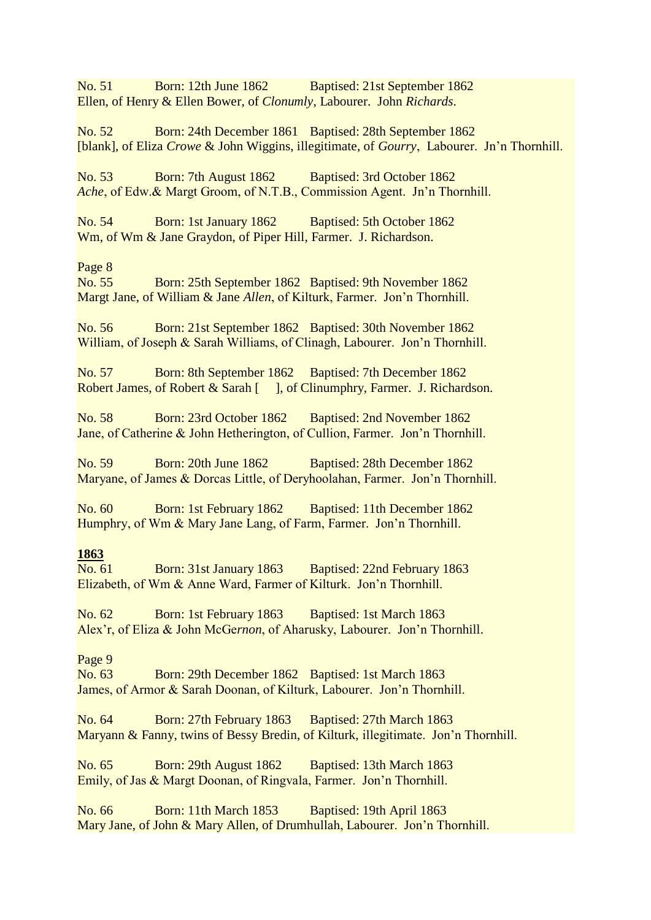No. 51 Born: 12th June 1862 Baptised: 21st September 1862
Ellen, of Henry & Ellen Bower, of *Clonumly*, Labourer. John *Richards*.

No. 52 Born: 24th December 1861 Baptised: 28th September 1862
[blank], of Eliza *Crowe* & John Wiggins, illegitimate, of *Gourry*, Labourer. Jn'n Thornhill.

No. 53 Born: 7th August 1862 Baptised: 3rd October 1862
*Ache*, of Edw.& Margt Groom, of N.T.B., Commission Agent. Jn'n Thornhill.

No. 54 Born: 1st January 1862 Baptised: 5th October 1862
Wm, of Wm & Jane Graydon, of Piper Hill, Farmer. J. Richardson.

Page 8

No. 55 Born: 25th September 1862 Baptised: 9th November 1862
Margt Jane, of William & Jane *Allen*, of Kilturk, Farmer. Jon'n Thornhill.

No. 56 Born: 21st September 1862 Baptised: 30th November 1862
William, of Joseph & Sarah Williams, of Clinagh, Labourer. Jon'n Thornhill.

No. 57 Born: 8th September 1862 Baptised: 7th December 1862
Robert James, of Robert & Sarah [ ], of Clinumphry, Farmer. J. Richardson.

No. 58 Born: 23rd October 1862 Baptised: 2nd November 1862
Jane, of Catherine & John Hetherington, of Cullion, Farmer. Jon'n Thornhill.

No. 59 Born: 20th June 1862 Baptised: 28th December 1862
Maryane, of James & Dorcas Little, of Deryhoolahan, Farmer. Jon'n Thornhill.

No. 60 Born: 1st February 1862 Baptised: 11th December 1862
Humphry, of Wm & Mary Jane Lang, of Farm, Farmer. Jon'n Thornhill.

**1863**

No. 61 Born: 31st January 1863 Baptised: 22nd February 1863
Elizabeth, of Wm & Anne Ward, Farmer of Kilturk. Jon'n Thornhill.

No. 62 Born: 1st February 1863 Baptised: 1st March 1863
Alex'r, of Eliza & John McGe*rnon*, of Aharusky, Labourer. Jon'n Thornhill.

Page 9

No. 63 Born: 29th December 1862 Baptised: 1st March 1863
James, of Armor & Sarah Doonan, of Kilturk, Labourer. Jon'n Thornhill.

No. 64 Born: 27th February 1863 Baptised: 27th March 1863
Maryann & Fanny, twins of Bessy Bredin, of Kilturk, illegitimate. Jon'n Thornhill.

No. 65 Born: 29th August 1862 Baptised: 13th March 1863
Emily, of Jas & Margt Doonan, of Ringvala, Farmer. Jon'n Thornhill.

No. 66 Born: 11th March 1853 Baptised: 19th April 1863
Mary Jane, of John & Mary Allen, of Drumhullah, Labourer. Jon'n Thornhill.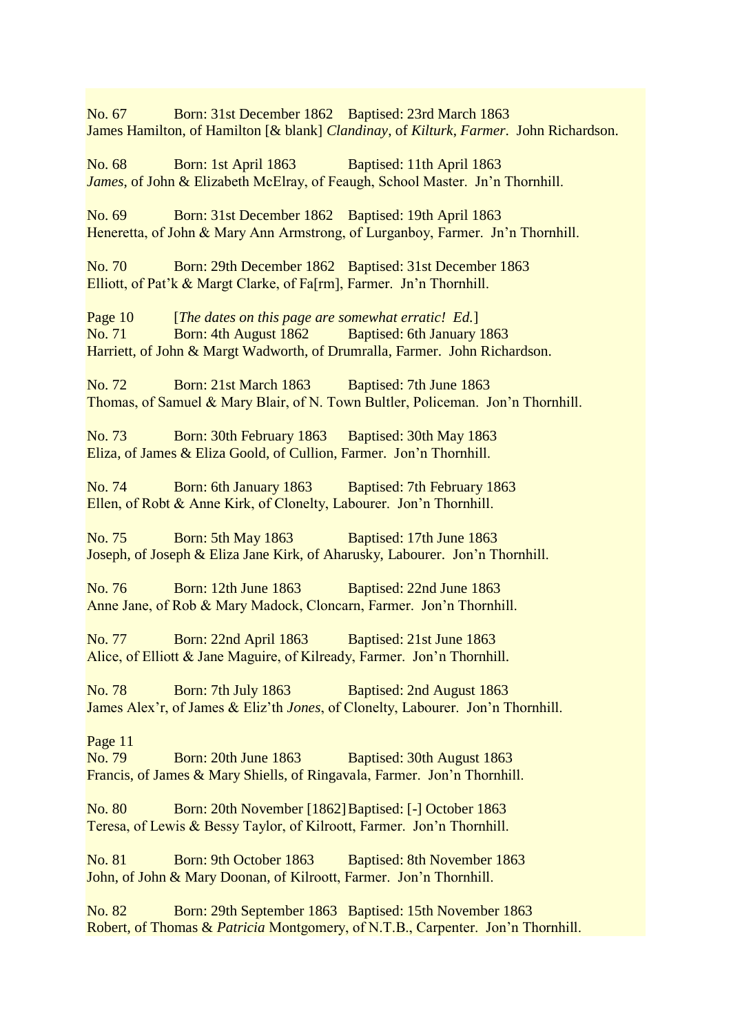No. 67 Born: 31st December 1862 Baptised: 23rd March 1863
James Hamilton, of Hamilton [& blank] *Clandinay*, of *Kilturk*, *Farmer*. John Richardson.

No. 68 Born: 1st April 1863 Baptised: 11th April 1863
*James*, of John & Elizabeth McElray, of Feaugh, School Master. Jn'n Thornhill.

No. 69 Born: 31st December 1862 Baptised: 19th April 1863
Heneretta, of John & Mary Ann Armstrong, of Lurganboy, Farmer. Jn'n Thornhill.

No. 70 Born: 29th December 1862 Baptised: 31st December 1863
Elliott, of Pat'k & Margt Clarke, of Fa[rm], Farmer. Jn'n Thornhill.

Page 10 [*The dates on this page are somewhat erratic! Ed.*]
No. 71 Born: 4th August 1862 Baptised: 6th January 1863
Harriett, of John & Margt Wadworth, of Drumralla, Farmer. John Richardson.

No. 72 Born: 21st March 1863 Baptised: 7th June 1863
Thomas, of Samuel & Mary Blair, of N. Town Bultler, Policeman. Jon'n Thornhill.

No. 73 Born: 30th February 1863 Baptised: 30th May 1863
Eliza, of James & Eliza Goold, of Cullion, Farmer. Jon'n Thornhill.

No. 74 Born: 6th January 1863 Baptised: 7th February 1863
Ellen, of Robt & Anne Kirk, of Clonelty, Labourer. Jon'n Thornhill.

No. 75 Born: 5th May 1863 Baptised: 17th June 1863
Joseph, of Joseph & Eliza Jane Kirk, of Aharusky, Labourer. Jon'n Thornhill.

No. 76 Born: 12th June 1863 Baptised: 22nd June 1863
Anne Jane, of Rob & Mary Madock, Cloncarn, Farmer. Jon'n Thornhill.

No. 77 Born: 22nd April 1863 Baptised: 21st June 1863
Alice, of Elliott & Jane Maguire, of Kilready, Farmer. Jon'n Thornhill.

No. 78 Born: 7th July 1863 Baptised: 2nd August 1863
James Alex'r, of James & Eliz'th *Jones*, of Clonelty, Labourer. Jon'n Thornhill.

Page 11
No. 79 Born: 20th June 1863 Baptised: 30th August 1863
Francis, of James & Mary Shiells, of Ringavala, Farmer. Jon'n Thornhill.

No. 80 Born: 20th November [1862] Baptised: [-] October 1863
Teresa, of Lewis & Bessy Taylor, of Kilroott, Farmer. Jon'n Thornhill.

No. 81 Born: 9th October 1863 Baptised: 8th November 1863
John, of John & Mary Doonan, of Kilroott, Farmer. Jon'n Thornhill.

No. 82 Born: 29th September 1863 Baptised: 15th November 1863
Robert, of Thomas & *Patricia* Montgomery, of N.T.B., Carpenter. Jon'n Thornhill.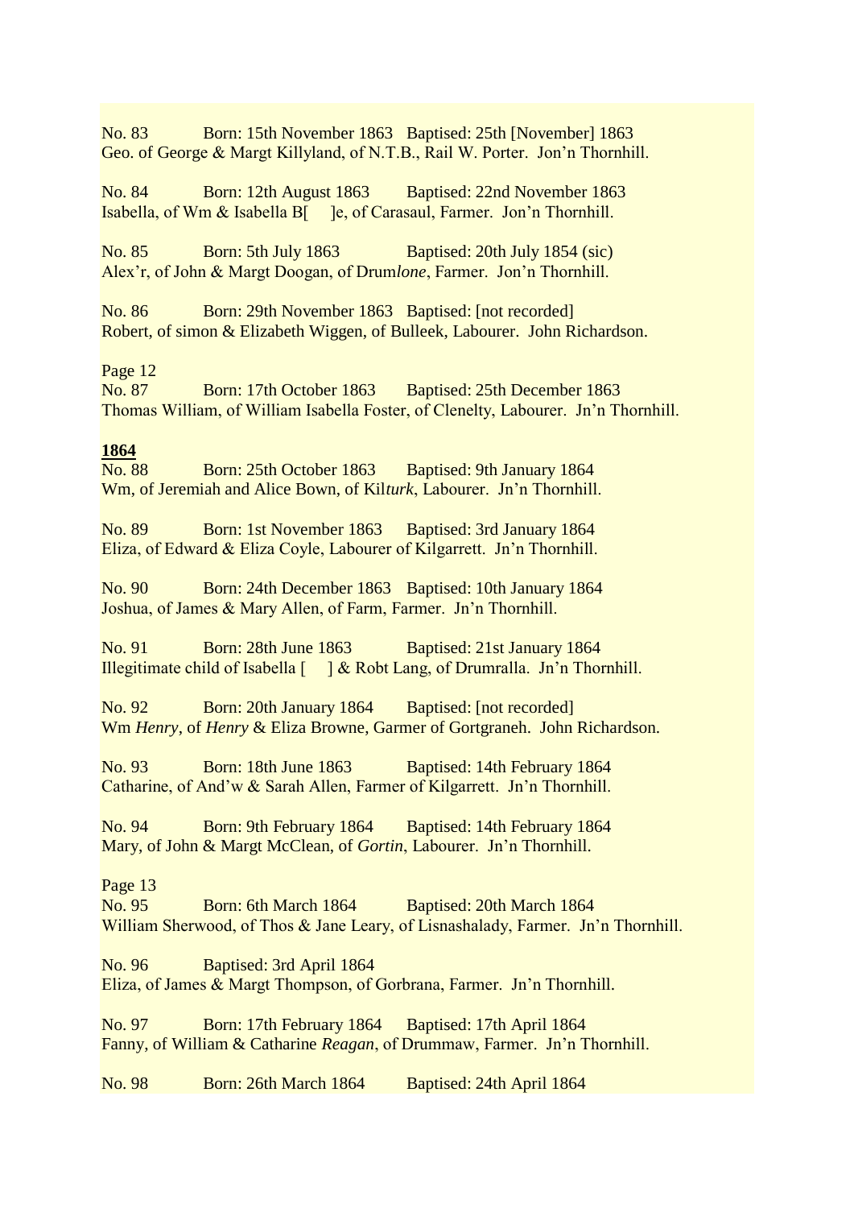No. 83 Born: 15th November 1863 Baptised: 25th [November] 1863
Geo. of George & Margt Killyland, of N.T.B., Rail W. Porter. Jon'n Thornhill.

No. 84 Born: 12th August 1863 Baptised: 22nd November 1863
Isabella, of Wm & Isabella B[ ]e, of Carasaul, Farmer. Jon'n Thornhill.

No. 85 Born: 5th July 1863 Baptised: 20th July 1854 (sic)
Alex'r, of John & Margt Doogan, of Drum*lone*, Farmer. Jon'n Thornhill.

No. 86 Born: 29th November 1863 Baptised: [not recorded]
Robert, of simon & Elizabeth Wiggen, of Bulleek, Labourer. John Richardson.

Page 12
No. 87 Born: 17th October 1863 Baptised: 25th December 1863
Thomas William, of William Isabella Foster, of Clenelty, Labourer. Jn'n Thornhill.

**1864**

No. 88 Born: 25th October 1863 Baptised: 9th January 1864
Wm, of Jeremiah and Alice Bown, of Kil*turk*, Labourer. Jn'n Thornhill.

No. 89 Born: 1st November 1863 Baptised: 3rd January 1864
Eliza, of Edward & Eliza Coyle, Labourer of Kilgarrett. Jn'n Thornhill.

No. 90 Born: 24th December 1863 Baptised: 10th January 1864
Joshua, of James & Mary Allen, of Farm, Farmer. Jn'n Thornhill.

No. 91 Born: 28th June 1863 Baptised: 21st January 1864
Illegitimate child of Isabella [ ] & Robt Lang, of Drumralla. Jn'n Thornhill.

No. 92 Born: 20th January 1864 Baptised: [not recorded]
Wm *Henry*, of *Henry* & Eliza Browne, Garmer of Gortgraneh. John Richardson.

No. 93 Born: 18th June 1863 Baptised: 14th February 1864
Catharine, of And'w & Sarah Allen, Farmer of Kilgarrett. Jn'n Thornhill.

No. 94 Born: 9th February 1864 Baptised: 14th February 1864
Mary, of John & Margt McClean, of *Gortin*, Labourer. Jn'n Thornhill.

Page 13
No. 95 Born: 6th March 1864 Baptised: 20th March 1864
William Sherwood, of Thos & Jane Leary, of Lisnashalady, Farmer. Jn'n Thornhill.

No. 96 Baptised: 3rd April 1864
Eliza, of James & Margt Thompson, of Gorbrana, Farmer. Jn'n Thornhill.

No. 97 Born: 17th February 1864 Baptised: 17th April 1864
Fanny, of William & Catharine *Reagan*, of Drummaw, Farmer. Jn'n Thornhill.

No. 98 Born: 26th March 1864 Baptised: 24th April 1864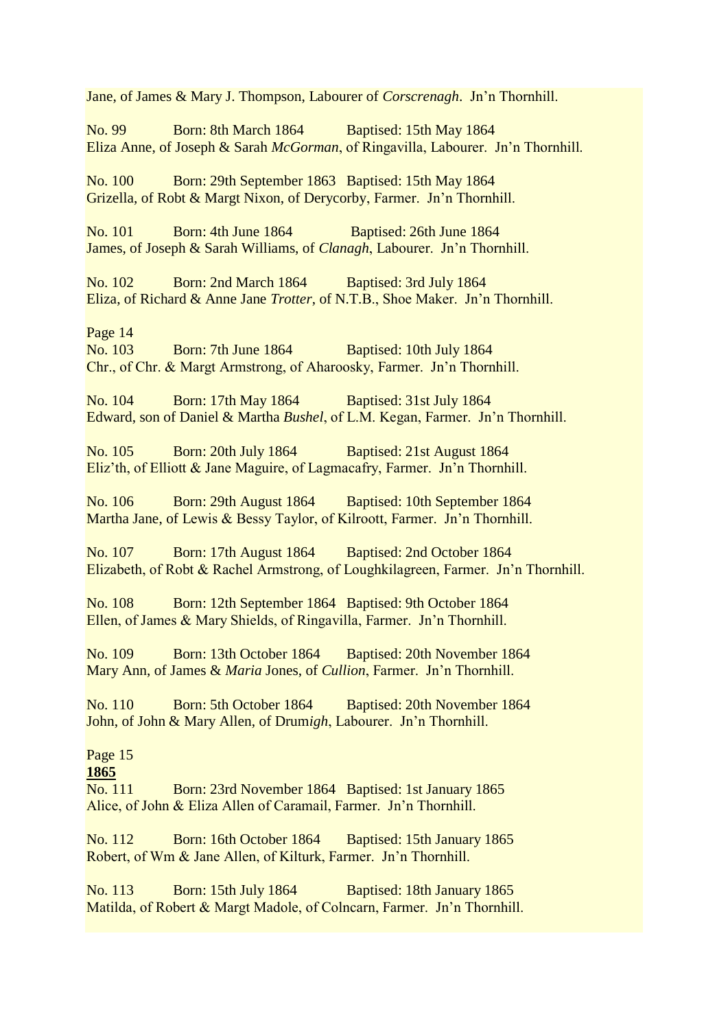Jane, of James & Mary J. Thompson, Labourer of *Corscrenagh*.  Jn'n Thornhill.

No. 99    Born: 8th March 1864    Baptised: 15th May 1864
Eliza Anne, of Joseph & Sarah *McGorman*, of Ringavilla, Labourer.  Jn'n Thornhill.

No. 100    Born: 29th September 1863    Baptised: 15th May 1864
Grizella, of Robt & Margt Nixon, of Derycorby, Farmer.  Jn'n Thornhill.

No. 101    Born: 4th June 1864    Baptised: 26th June 1864
James, of Joseph & Sarah Williams, of *Clanagh*, Labourer.  Jn'n Thornhill.

No. 102    Born: 2nd March 1864    Baptised: 3rd July 1864
Eliza, of Richard & Anne Jane *Trotter*, of N.T.B., Shoe Maker.  Jn'n Thornhill.

Page 14
No. 103    Born: 7th June 1864    Baptised: 10th July 1864
Chr., of Chr. & Margt Armstrong, of Aharoosky, Farmer.  Jn'n Thornhill.

No. 104    Born: 17th May 1864    Baptised: 31st July 1864
Edward, son of Daniel & Martha *Bushel*, of L.M. Kegan, Farmer.  Jn'n Thornhill.

No. 105    Born: 20th July 1864    Baptised: 21st August 1864
Eliz'th, of Elliott & Jane Maguire, of Lagmacafry, Farmer.  Jn'n Thornhill.

No. 106    Born: 29th August 1864    Baptised: 10th September 1864
Martha Jane, of Lewis & Bessy Taylor, of Kilroott, Farmer.  Jn'n Thornhill.

No. 107    Born: 17th August 1864    Baptised: 2nd October 1864
Elizabeth, of Robt & Rachel Armstrong, of Loughkilagreen, Farmer.  Jn'n Thornhill.

No. 108    Born: 12th September 1864    Baptised: 9th October 1864
Ellen, of James & Mary Shields, of Ringavilla, Farmer.  Jn'n Thornhill.

No. 109    Born: 13th October 1864    Baptised: 20th November 1864
Mary Ann, of James & *Maria* Jones, of *Cullion*, Farmer.  Jn'n Thornhill.

No. 110    Born: 5th October 1864    Baptised: 20th November 1864
John, of John & Mary Allen, of Drum*igh*, Labourer.  Jn'n Thornhill.

Page 15
**1865**
No. 111    Born: 23rd November 1864    Baptised: 1st January 1865
Alice, of John & Eliza Allen of Caramail, Farmer.  Jn'n Thornhill.

No. 112    Born: 16th October 1864    Baptised: 15th January 1865
Robert, of Wm & Jane Allen, of Kilturk, Farmer.  Jn'n Thornhill.

No. 113    Born: 15th July 1864    Baptised: 18th January 1865
Matilda, of Robert & Margt Madole, of Colncarn, Farmer.  Jn'n Thornhill.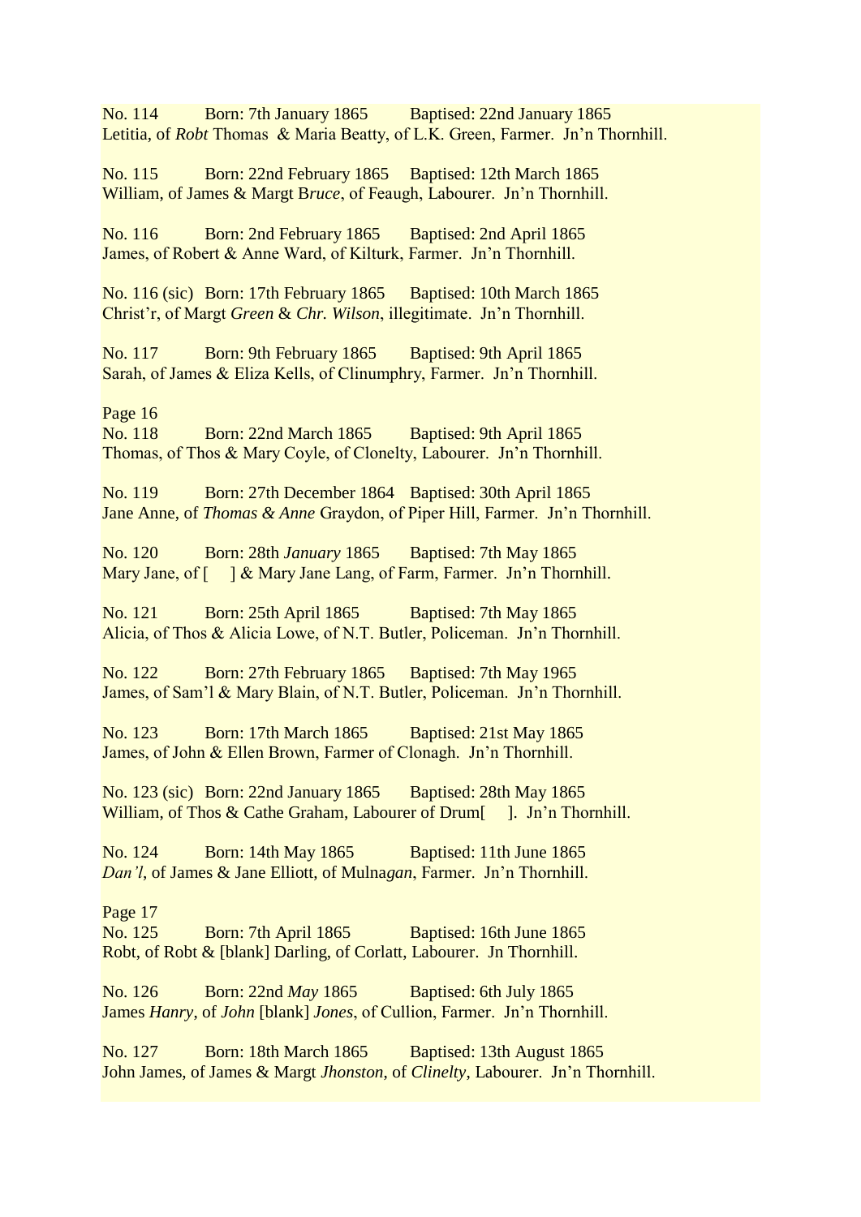No. 114 Born: 7th January 1865 Baptised: 22nd January 1865
Letitia, of *Robt* Thomas & Maria Beatty, of L.K. Green, Farmer. Jn'n Thornhill.

No. 115 Born: 22nd February 1865 Baptised: 12th March 1865
William, of James & Margt B*ruce*, of Feaugh, Labourer. Jn'n Thornhill.

No. 116 Born: 2nd February 1865 Baptised: 2nd April 1865
James, of Robert & Anne Ward, of Kilturk, Farmer. Jn'n Thornhill.

No. 116 (sic) Born: 17th February 1865 Baptised: 10th March 1865
Christ'r, of Margt *Green* & *Chr. Wilson*, illegitimate. Jn'n Thornhill.

No. 117 Born: 9th February 1865 Baptised: 9th April 1865
Sarah, of James & Eliza Kells, of Clinumphry, Farmer. Jn'n Thornhill.

Page 16
No. 118 Born: 22nd March 1865 Baptised: 9th April 1865
Thomas, of Thos & Mary Coyle, of Clonelty, Labourer. Jn'n Thornhill.

No. 119 Born: 27th December 1864 Baptised: 30th April 1865
Jane Anne, of *Thomas & Anne* Graydon, of Piper Hill, Farmer. Jn'n Thornhill.

No. 120 Born: 28th *January* 1865 Baptised: 7th May 1865
Mary Jane, of [ ] & Mary Jane Lang, of Farm, Farmer. Jn'n Thornhill.

No. 121 Born: 25th April 1865 Baptised: 7th May 1865
Alicia, of Thos & Alicia Lowe, of N.T. Butler, Policeman. Jn'n Thornhill.

No. 122 Born: 27th February 1865 Baptised: 7th May 1965
James, of Sam'l & Mary Blain, of N.T. Butler, Policeman. Jn'n Thornhill.

No. 123 Born: 17th March 1865 Baptised: 21st May 1865
James, of John & Ellen Brown, Farmer of Clonagh. Jn'n Thornhill.

No. 123 (sic) Born: 22nd January 1865 Baptised: 28th May 1865
William, of Thos & Cathe Graham, Labourer of Drum[ ]. Jn'n Thornhill.

No. 124 Born: 14th May 1865 Baptised: 11th June 1865
*Dan'l*, of James & Jane Elliott, of Mulna*gan*, Farmer. Jn'n Thornhill.

Page 17
No. 125 Born: 7th April 1865 Baptised: 16th June 1865
Robt, of Robt & [blank] Darling, of Corlatt, Labourer. Jn Thornhill.

No. 126 Born: 22nd *May* 1865 Baptised: 6th July 1865
James *Hanry*, of *John* [blank] *Jones*, of Cullion, Farmer. Jn'n Thornhill.

No. 127 Born: 18th March 1865 Baptised: 13th August 1865
John James, of James & Margt *Jhonston*, of *Clinelty*, Labourer. Jn'n Thornhill.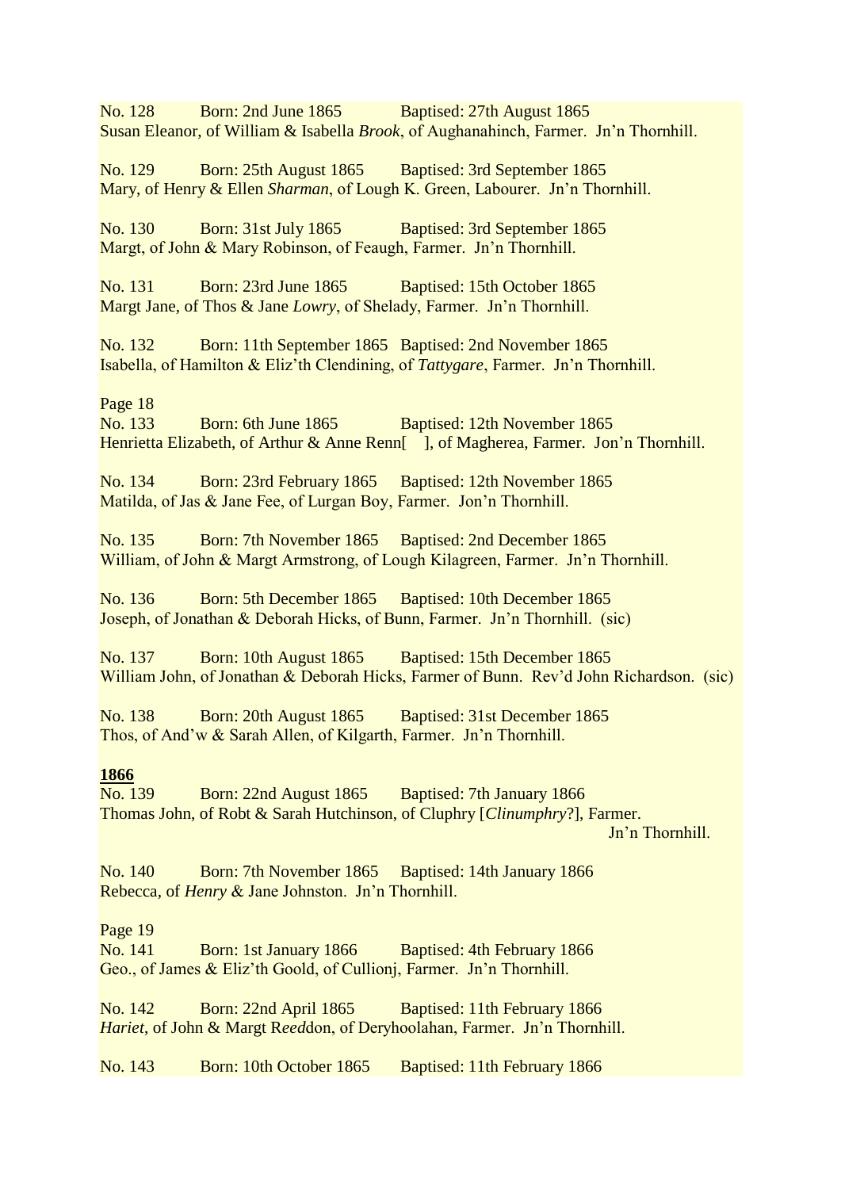No. 128 Born: 2nd June 1865 Baptised: 27th August 1865
Susan Eleanor, of William & Isabella *Brook*, of Aughanahinch, Farmer. Jn'n Thornhill.

No. 129 Born: 25th August 1865 Baptised: 3rd September 1865
Mary, of Henry & Ellen *Sharman*, of Lough K. Green, Labourer. Jn'n Thornhill.

No. 130 Born: 31st July 1865 Baptised: 3rd September 1865
Margt, of John & Mary Robinson, of Feaugh, Farmer. Jn'n Thornhill.

No. 131 Born: 23rd June 1865 Baptised: 15th October 1865
Margt Jane, of Thos & Jane *Lowry*, of Shelady, Farmer. Jn'n Thornhill.

No. 132 Born: 11th September 1865 Baptised: 2nd November 1865
Isabella, of Hamilton & Eliz'th Clendining, of *Tattygare*, Farmer. Jn'n Thornhill.

Page 18

No. 133 Born: 6th June 1865 Baptised: 12th November 1865
Henrietta Elizabeth, of Arthur & Anne Renn[ ], of Magherea, Farmer. Jon'n Thornhill.

No. 134 Born: 23rd February 1865 Baptised: 12th November 1865
Matilda, of Jas & Jane Fee, of Lurgan Boy, Farmer. Jon'n Thornhill.

No. 135 Born: 7th November 1865 Baptised: 2nd December 1865
William, of John & Margt Armstrong, of Lough Kilagreen, Farmer. Jn'n Thornhill.

No. 136 Born: 5th December 1865 Baptised: 10th December 1865
Joseph, of Jonathan & Deborah Hicks, of Bunn, Farmer. Jn'n Thornhill. (sic)

No. 137 Born: 10th August 1865 Baptised: 15th December 1865
William John, of Jonathan & Deborah Hicks, Farmer of Bunn. Rev'd John Richardson. (sic)

No. 138 Born: 20th August 1865 Baptised: 31st December 1865
Thos, of And'w & Sarah Allen, of Kilgarth, Farmer. Jn'n Thornhill.

**1866**

No. 139 Born: 22nd August 1865 Baptised: 7th January 1866
Thomas John, of Robt & Sarah Hutchinson, of Cluphry [*Clinumphry*?], Farmer. Jn'n Thornhill.

No. 140 Born: 7th November 1865 Baptised: 14th January 1866
Rebecca, of *Henry* & Jane Johnston. Jn'n Thornhill.

Page 19

No. 141 Born: 1st January 1866 Baptised: 4th February 1866
Geo., of James & Eliz'th Goold, of Cullionj, Farmer. Jn'n Thornhill.

No. 142 Born: 22nd April 1865 Baptised: 11th February 1866
*Hariet*, of John & Margt R*eed*don, of Deryhoolahan, Farmer. Jn'n Thornhill.

No. 143 Born: 10th October 1865 Baptised: 11th February 1866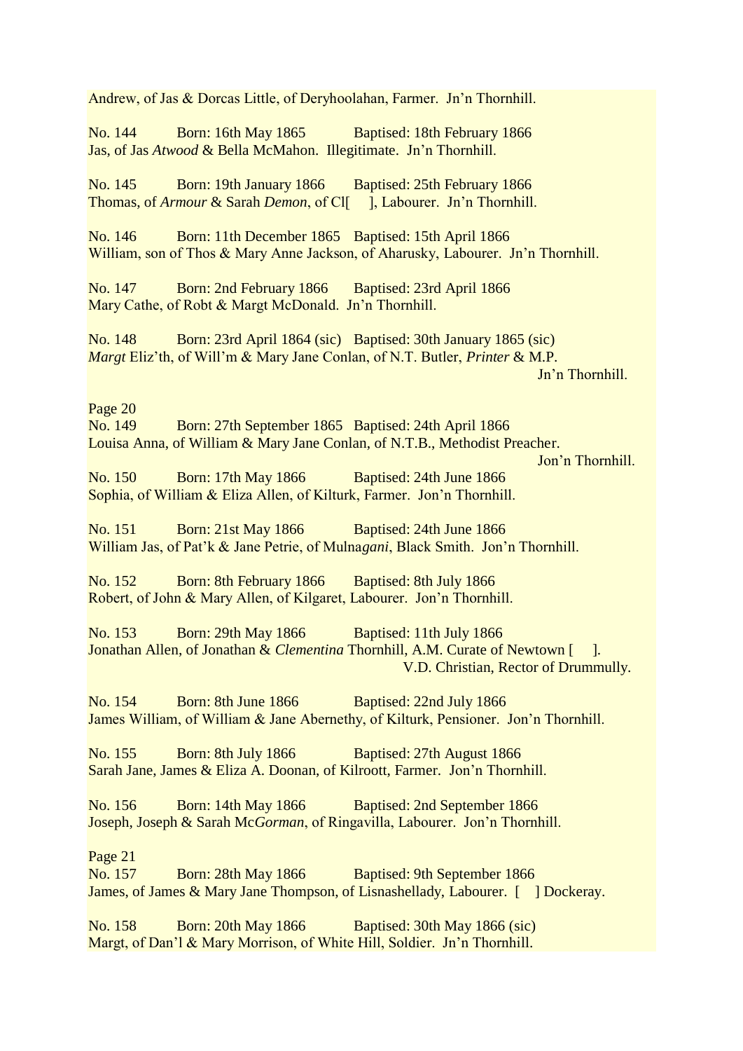Andrew, of Jas & Dorcas Little, of Deryhoolahan, Farmer.  Jn'n Thornhill.

No. 144   Born: 16th May 1865   Baptised: 18th February 1866
Jas, of Jas *Atwood* & Bella McMahon.  Illegitimate.  Jn'n Thornhill.

No. 145   Born: 19th January 1866   Baptised: 25th February 1866
Thomas, of *Armour* & Sarah *Demon*, of Cl[   ], Labourer.  Jn'n Thornhill.

No. 146   Born: 11th December 1865   Baptised: 15th April 1866
William, son of Thos & Mary Anne Jackson, of Aharusky, Labourer.  Jn'n Thornhill.

No. 147   Born: 2nd February 1866   Baptised: 23rd April 1866
Mary Cathe, of Robt & Margt McDonald.  Jn'n Thornhill.

No. 148   Born: 23rd April 1864 (sic)   Baptised: 30th January 1865 (sic)
*Margt* Eliz'th, of Will'm & Mary Jane Conlan, of N.T. Butler, *Printer* & M.P.
Jn'n Thornhill.

Page 20

No. 149   Born: 27th September 1865   Baptised: 24th April 1866
Louisa Anna, of William & Mary Jane Conlan, of N.T.B., Methodist Preacher.
Jon'n Thornhill.

No. 150   Born: 17th May 1866   Baptised: 24th June 1866
Sophia, of William & Eliza Allen, of Kilturk, Farmer.  Jon'n Thornhill.

No. 151   Born: 21st May 1866   Baptised: 24th June 1866
William Jas, of Pat'k & Jane Petrie, of Mulna*gani*, Black Smith.  Jon'n Thornhill.

No. 152   Born: 8th February 1866   Baptised: 8th July 1866
Robert, of John & Mary Allen, of Kilgaret, Labourer.  Jon'n Thornhill.

No. 153   Born: 29th May 1866   Baptised: 11th July 1866
Jonathan Allen, of Jonathan & *Clementina* Thornhill, A.M. Curate of Newtown [   ].
V.D. Christian, Rector of Drummully.

No. 154   Born: 8th June 1866   Baptised: 22nd July 1866
James William, of William & Jane Abernethy, of Kilturk, Pensioner.  Jon'n Thornhill.

No. 155   Born: 8th July 1866   Baptised: 27th August 1866
Sarah Jane, James & Eliza A. Doonan, of Kilroott, Farmer.  Jon'n Thornhill.

No. 156   Born: 14th May 1866   Baptised: 2nd September 1866
Joseph, Joseph & Sarah Mc*Gorman*, of Ringavilla, Labourer.  Jon'n Thornhill.

Page 21

No. 157   Born: 28th May 1866   Baptised: 9th September 1866
James, of James & Mary Jane Thompson, of Lisnashellady, Labourer.  [   ] Dockeray.

No. 158   Born: 20th May 1866   Baptised: 30th May 1866 (sic)
Margt, of Dan'l & Mary Morrison, of White Hill, Soldier.  Jn'n Thornhill.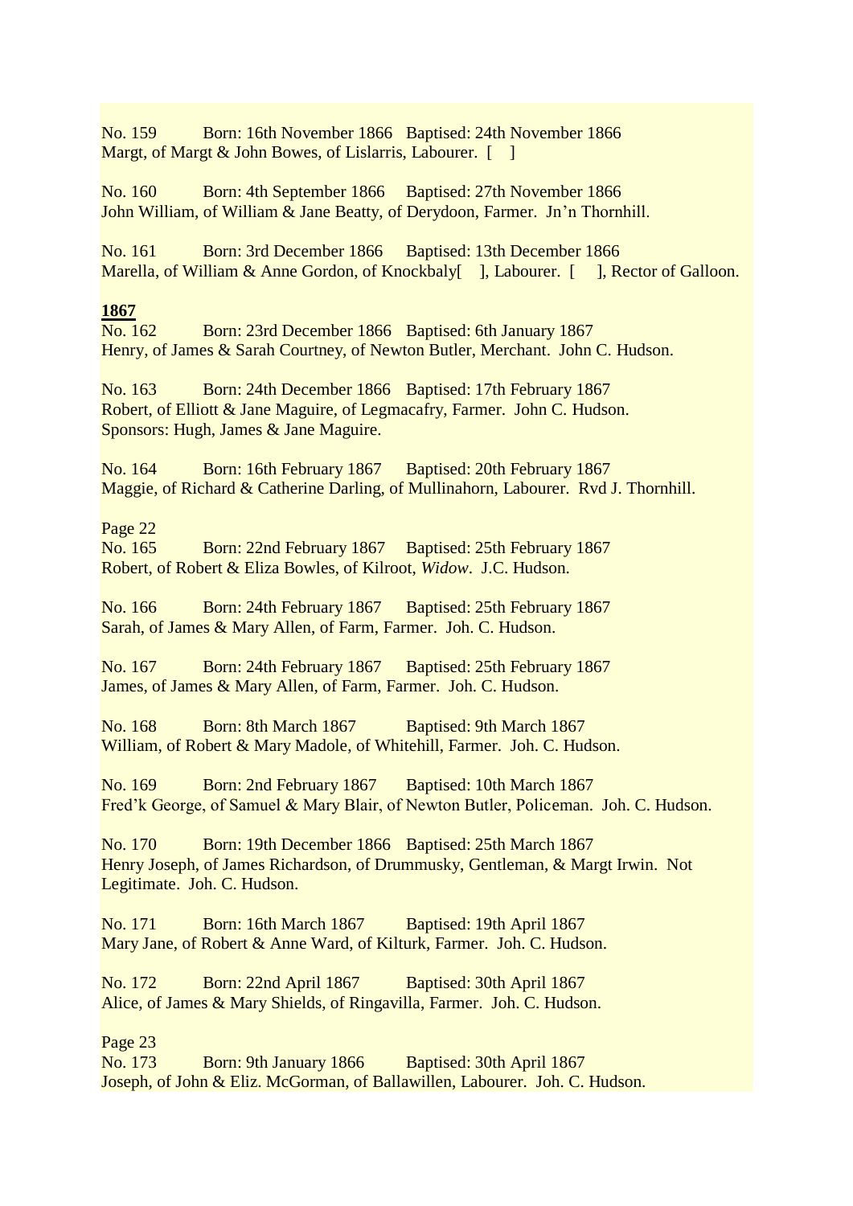No. 159 Born: 16th November 1866 Baptised: 24th November 1866
Margt, of Margt & John Bowes, of Lislarris, Labourer. [ ]

No. 160 Born: 4th September 1866 Baptised: 27th November 1866
John William, of William & Jane Beatty, of Derydoon, Farmer. Jn'n Thornhill.

No. 161 Born: 3rd December 1866 Baptised: 13th December 1866
Marella, of William & Anne Gordon, of Knockbaly[ ], Labourer. [ ], Rector of Galloon.

**1867**

No. 162 Born: 23rd December 1866 Baptised: 6th January 1867
Henry, of James & Sarah Courtney, of Newton Butler, Merchant. John C. Hudson.

No. 163 Born: 24th December 1866 Baptised: 17th February 1867
Robert, of Elliott & Jane Maguire, of Legmacafry, Farmer. John C. Hudson.
Sponsors: Hugh, James & Jane Maguire.

No. 164 Born: 16th February 1867 Baptised: 20th February 1867
Maggie, of Richard & Catherine Darling, of Mullinahorn, Labourer. Rvd J. Thornhill.

Page 22

No. 165 Born: 22nd February 1867 Baptised: 25th February 1867
Robert, of Robert & Eliza Bowles, of Kilroot, *Widow*. J.C. Hudson.

No. 166 Born: 24th February 1867 Baptised: 25th February 1867
Sarah, of James & Mary Allen, of Farm, Farmer. Joh. C. Hudson.

No. 167 Born: 24th February 1867 Baptised: 25th February 1867
James, of James & Mary Allen, of Farm, Farmer. Joh. C. Hudson.

No. 168 Born: 8th March 1867 Baptised: 9th March 1867
William, of Robert & Mary Madole, of Whitehill, Farmer. Joh. C. Hudson.

No. 169 Born: 2nd February 1867 Baptised: 10th March 1867
Fred'k George, of Samuel & Mary Blair, of Newton Butler, Policeman. Joh. C. Hudson.

No. 170 Born: 19th December 1866 Baptised: 25th March 1867
Henry Joseph, of James Richardson, of Drummusky, Gentleman, & Margt Irwin. Not Legitimate. Joh. C. Hudson.

No. 171 Born: 16th March 1867 Baptised: 19th April 1867
Mary Jane, of Robert & Anne Ward, of Kilturk, Farmer. Joh. C. Hudson.

No. 172 Born: 22nd April 1867 Baptised: 30th April 1867
Alice, of James & Mary Shields, of Ringavilla, Farmer. Joh. C. Hudson.

Page 23

No. 173 Born: 9th January 1866 Baptised: 30th April 1867
Joseph, of John & Eliz. McGorman, of Ballawillen, Labourer. Joh. C. Hudson.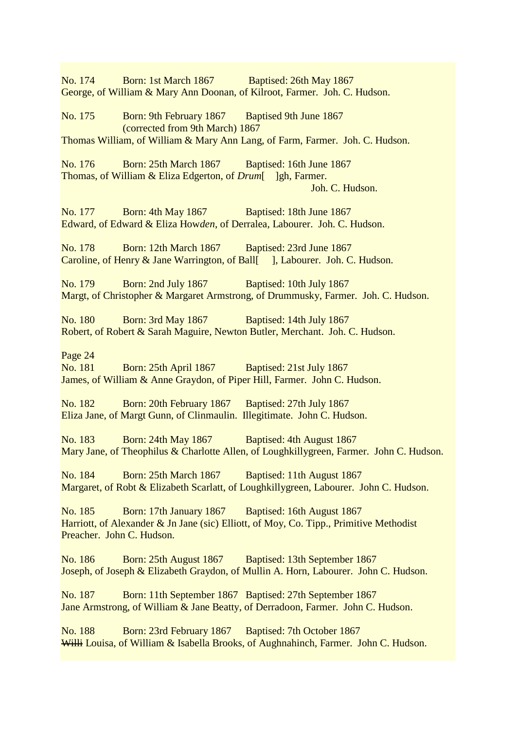No. 174 Born: 1st March 1867 Baptised: 26th May 1867
George, of William & Mary Ann Doonan, of Kilroot, Farmer. Joh. C. Hudson.

No. 175 Born: 9th February 1867 Baptised 9th June 1867
(corrected from 9th March) 1867
Thomas William, of William & Mary Ann Lang, of Farm, Farmer. Joh. C. Hudson.

No. 176 Born: 25th March 1867 Baptised: 16th June 1867
Thomas, of William & Eliza Edgerton, of *Drum*[ ]gh, Farmer.
Joh. C. Hudson.

No. 177 Born: 4th May 1867 Baptised: 18th June 1867
Edward, of Edward & Eliza How*den*, of Derralea, Labourer. Joh. C. Hudson.

No. 178 Born: 12th March 1867 Baptised: 23rd June 1867
Caroline, of Henry & Jane Warrington, of Ball[ ], Labourer. Joh. C. Hudson.

No. 179 Born: 2nd July 1867 Baptised: 10th July 1867
Margt, of Christopher & Margaret Armstrong, of Drummusky, Farmer. Joh. C. Hudson.

No. 180 Born: 3rd May 1867 Baptised: 14th July 1867
Robert, of Robert & Sarah Maguire, Newton Butler, Merchant. Joh. C. Hudson.

Page 24
No. 181 Born: 25th April 1867 Baptised: 21st July 1867
James, of William & Anne Graydon, of Piper Hill, Farmer. John C. Hudson.

No. 182 Born: 20th February 1867 Baptised: 27th July 1867
Eliza Jane, of Margt Gunn, of Clinmaulin. Illegitimate. John C. Hudson.

No. 183 Born: 24th May 1867 Baptised: 4th August 1867
Mary Jane, of Theophilus & Charlotte Allen, of Loughkillygreen, Farmer. John C. Hudson.

No. 184 Born: 25th March 1867 Baptised: 11th August 1867
Margaret, of Robt & Elizabeth Scarlatt, of Loughkillygreen, Labourer. John C. Hudson.

No. 185 Born: 17th January 1867 Baptised: 16th August 1867
Harriott, of Alexander & Jn Jane (sic) Elliott, of Moy, Co. Tipp., Primitive Methodist Preacher. John C. Hudson.

No. 186 Born: 25th August 1867 Baptised: 13th September 1867
Joseph, of Joseph & Elizabeth Graydon, of Mullin A. Horn, Labourer. John C. Hudson.

No. 187 Born: 11th September 1867 Baptised: 27th September 1867
Jane Armstrong, of William & Jane Beatty, of Derradoon, Farmer. John C. Hudson.

No. 188 Born: 23rd February 1867 Baptised: 7th October 1867
~~Willi~~ Louisa, of William & Isabella Brooks, of Aughnahinch, Farmer. John C. Hudson.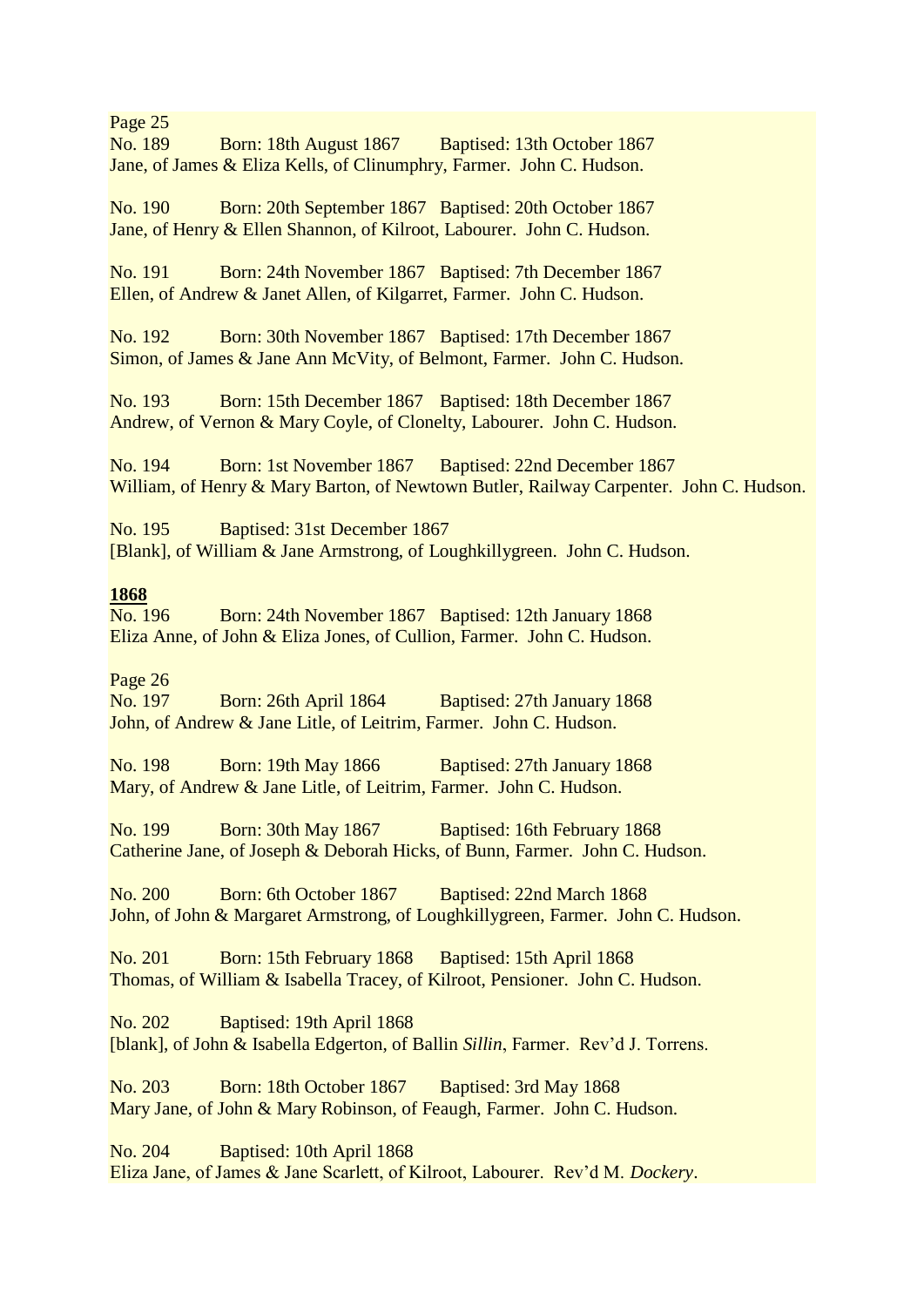Page 25

No. 189 Born: 18th August 1867 Baptised: 13th October 1867
Jane, of James & Eliza Kells, of Clinumphry, Farmer. John C. Hudson.

No. 190 Born: 20th September 1867 Baptised: 20th October 1867
Jane, of Henry & Ellen Shannon, of Kilroot, Labourer. John C. Hudson.

No. 191 Born: 24th November 1867 Baptised: 7th December 1867
Ellen, of Andrew & Janet Allen, of Kilgarret, Farmer. John C. Hudson.

No. 192 Born: 30th November 1867 Baptised: 17th December 1867
Simon, of James & Jane Ann McVity, of Belmont, Farmer. John C. Hudson.

No. 193 Born: 15th December 1867 Baptised: 18th December 1867
Andrew, of Vernon & Mary Coyle, of Clonelty, Labourer. John C. Hudson.

No. 194 Born: 1st November 1867 Baptised: 22nd December 1867
William, of Henry & Mary Barton, of Newtown Butler, Railway Carpenter. John C. Hudson.

No. 195 Baptised: 31st December 1867
[Blank], of William & Jane Armstrong, of Loughkillygreen. John C. Hudson.

**1868**

No. 196 Born: 24th November 1867 Baptised: 12th January 1868
Eliza Anne, of John & Eliza Jones, of Cullion, Farmer. John C. Hudson.

Page 26

No. 197 Born: 26th April 1864 Baptised: 27th January 1868
John, of Andrew & Jane Litle, of Leitrim, Farmer. John C. Hudson.

No. 198 Born: 19th May 1866 Baptised: 27th January 1868
Mary, of Andrew & Jane Litle, of Leitrim, Farmer. John C. Hudson.

No. 199 Born: 30th May 1867 Baptised: 16th February 1868
Catherine Jane, of Joseph & Deborah Hicks, of Bunn, Farmer. John C. Hudson.

No. 200 Born: 6th October 1867 Baptised: 22nd March 1868
John, of John & Margaret Armstrong, of Loughkillygreen, Farmer. John C. Hudson.

No. 201 Born: 15th February 1868 Baptised: 15th April 1868
Thomas, of William & Isabella Tracey, of Kilroot, Pensioner. John C. Hudson.

No. 202 Baptised: 19th April 1868
[blank], of John & Isabella Edgerton, of Ballin *Sillin*, Farmer. Rev'd J. Torrens.

No. 203 Born: 18th October 1867 Baptised: 3rd May 1868
Mary Jane, of John & Mary Robinson, of Feaugh, Farmer. John C. Hudson.

No. 204 Baptised: 10th April 1868
Eliza Jane, of James & Jane Scarlett, of Kilroot, Labourer. Rev'd M. *Dockery*.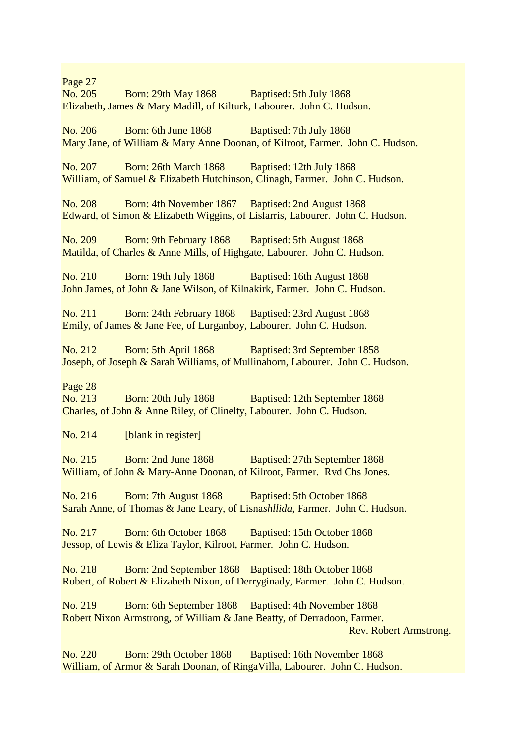Page 27
No. 205 Born: 29th May 1868 Baptised: 5th July 1868
Elizabeth, James & Mary Madill, of Kilturk, Labourer. John C. Hudson.

No. 206 Born: 6th June 1868 Baptised: 7th July 1868
Mary Jane, of William & Mary Anne Doonan, of Kilroot, Farmer. John C. Hudson.

No. 207 Born: 26th March 1868 Baptised: 12th July 1868
William, of Samuel & Elizabeth Hutchinson, Clinagh, Farmer. John C. Hudson.

No. 208 Born: 4th November 1867 Baptised: 2nd August 1868
Edward, of Simon & Elizabeth Wiggins, of Lislarris, Labourer. John C. Hudson.

No. 209 Born: 9th February 1868 Baptised: 5th August 1868
Matilda, of Charles & Anne Mills, of Highgate, Labourer. John C. Hudson.

No. 210 Born: 19th July 1868 Baptised: 16th August 1868
John James, of John & Jane Wilson, of Kilnakirk, Farmer. John C. Hudson.

No. 211 Born: 24th February 1868 Baptised: 23rd August 1868
Emily, of James & Jane Fee, of Lurganboy, Labourer. John C. Hudson.

No. 212 Born: 5th April 1868 Baptised: 3rd September 1858
Joseph, of Joseph & Sarah Williams, of Mullinahorn, Labourer. John C. Hudson.

Page 28
No. 213 Born: 20th July 1868 Baptised: 12th September 1868
Charles, of John & Anne Riley, of Clinelty, Labourer. John C. Hudson.

No. 214 [blank in register]

No. 215 Born: 2nd June 1868 Baptised: 27th September 1868
William, of John & Mary-Anne Doonan, of Kilroot, Farmer. Rvd Chs Jones.

No. 216 Born: 7th August 1868 Baptised: 5th October 1868
Sarah Anne, of Thomas & Jane Leary, of Lisna*shllida*, Farmer. John C. Hudson.

No. 217 Born: 6th October 1868 Baptised: 15th October 1868
Jessop, of Lewis & Eliza Taylor, Kilroot, Farmer. John C. Hudson.

No. 218 Born: 2nd September 1868 Baptised: 18th October 1868
Robert, of Robert & Elizabeth Nixon, of Derryginady, Farmer. John C. Hudson.

No. 219 Born: 6th September 1868 Baptised: 4th November 1868
Robert Nixon Armstrong, of William & Jane Beatty, of Derradoon, Farmer.
Rev. Robert Armstrong.

No. 220 Born: 29th October 1868 Baptised: 16th November 1868
William, of Armor & Sarah Doonan, of RingaVilla, Labourer. John C. Hudson.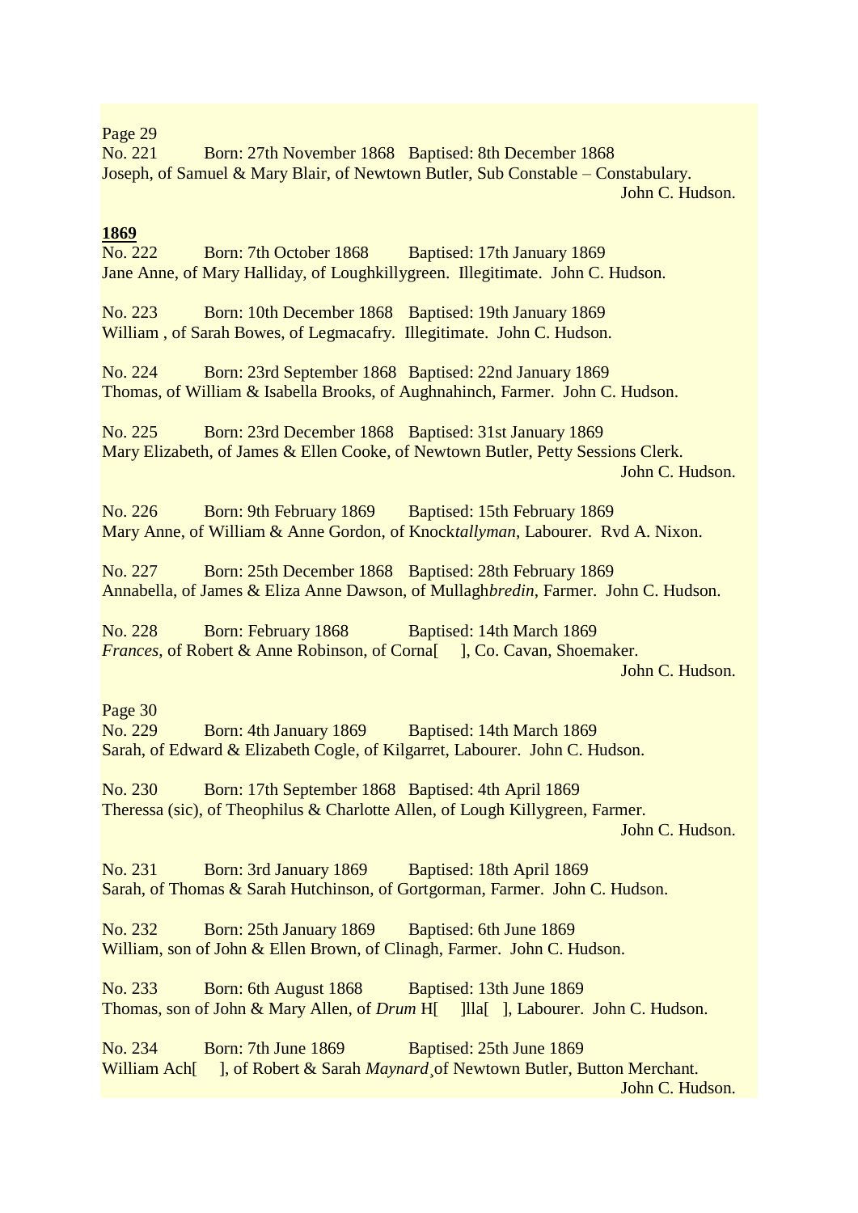Page 29

No. 221 Born: 27th November 1868 Baptised: 8th December 1868
Joseph, of Samuel & Mary Blair, of Newtown Butler, Sub Constable – Constabulary.
John C. Hudson.

**1869**

No. 222 Born: 7th October 1868 Baptised: 17th January 1869
Jane Anne, of Mary Halliday, of Loughkillygreen. Illegitimate. John C. Hudson.

No. 223 Born: 10th December 1868 Baptised: 19th January 1869
William , of Sarah Bowes, of Legmacafry. Illegitimate. John C. Hudson.

No. 224 Born: 23rd September 1868 Baptised: 22nd January 1869
Thomas, of William & Isabella Brooks, of Aughnahinch, Farmer. John C. Hudson.

No. 225 Born: 23rd December 1868 Baptised: 31st January 1869
Mary Elizabeth, of James & Ellen Cooke, of Newtown Butler, Petty Sessions Clerk.
John C. Hudson.

No. 226 Born: 9th February 1869 Baptised: 15th February 1869
Mary Anne, of William & Anne Gordon, of Knock*tallyman*, Labourer. Rvd A. Nixon.

No. 227 Born: 25th December 1868 Baptised: 28th February 1869
Annabella, of James & Eliza Anne Dawson, of Mullagh*bredin*, Farmer. John C. Hudson.

No. 228 Born: February 1868 Baptised: 14th March 1869
*Frances*, of Robert & Anne Robinson, of Corna[ ], Co. Cavan, Shoemaker.
John C. Hudson.

Page 30

No. 229 Born: 4th January 1869 Baptised: 14th March 1869
Sarah, of Edward & Elizabeth Cogle, of Kilgarret, Labourer. John C. Hudson.

No. 230 Born: 17th September 1868 Baptised: 4th April 1869
Theressa (sic), of Theophilus & Charlotte Allen, of Lough Killygreen, Farmer.
John C. Hudson.

No. 231 Born: 3rd January 1869 Baptised: 18th April 1869
Sarah, of Thomas & Sarah Hutchinson, of Gortgorman, Farmer. John C. Hudson.

No. 232 Born: 25th January 1869 Baptised: 6th June 1869
William, son of John & Ellen Brown, of Clinagh, Farmer. John C. Hudson.

No. 233 Born: 6th August 1868 Baptised: 13th June 1869
Thomas, son of John & Mary Allen, of *Drum* H[ ]lla[ ], Labourer. John C. Hudson.

No. 234 Born: 7th June 1869 Baptised: 25th June 1869
William Ach[ ], of Robert & Sarah *Maynard*¸of Newtown Butler, Button Merchant.
John C. Hudson.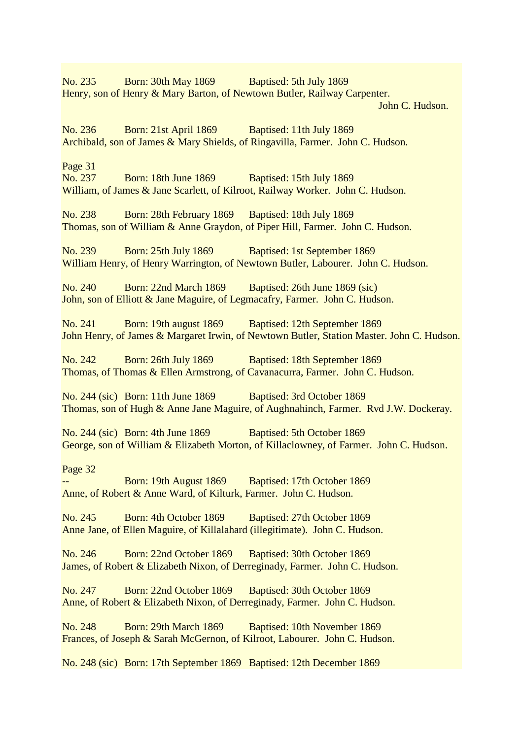No. 235 Born: 30th May 1869 Baptised: 5th July 1869
Henry, son of Henry & Mary Barton, of Newtown Butler, Railway Carpenter.
John C. Hudson.

No. 236 Born: 21st April 1869 Baptised: 11th July 1869
Archibald, son of James & Mary Shields, of Ringavilla, Farmer. John C. Hudson.

Page 31
No. 237 Born: 18th June 1869 Baptised: 15th July 1869
William, of James & Jane Scarlett, of Kilroot, Railway Worker. John C. Hudson.

No. 238 Born: 28th February 1869 Baptised: 18th July 1869
Thomas, son of William & Anne Graydon, of Piper Hill, Farmer. John C. Hudson.

No. 239 Born: 25th July 1869 Baptised: 1st September 1869
William Henry, of Henry Warrington, of Newtown Butler, Labourer. John C. Hudson.

No. 240 Born: 22nd March 1869 Baptised: 26th June 1869 (sic)
John, son of Elliott & Jane Maguire, of Legmacafry, Farmer. John C. Hudson.

No. 241 Born: 19th august 1869 Baptised: 12th September 1869
John Henry, of James & Margaret Irwin, of Newtown Butler, Station Master. John C. Hudson.

No. 242 Born: 26th July 1869 Baptised: 18th September 1869
Thomas, of Thomas & Ellen Armstrong, of Cavanacurra, Farmer. John C. Hudson.

No. 244 (sic) Born: 11th June 1869 Baptised: 3rd October 1869
Thomas, son of Hugh & Anne Jane Maguire, of Aughnahinch, Farmer. Rvd J.W. Dockeray.

No. 244 (sic) Born: 4th June 1869 Baptised: 5th October 1869
George, son of William & Elizabeth Morton, of Killaclowney, of Farmer. John C. Hudson.

Page 32
-- Born: 19th August 1869 Baptised: 17th October 1869
Anne, of Robert & Anne Ward, of Kilturk, Farmer. John C. Hudson.

No. 245 Born: 4th October 1869 Baptised: 27th October 1869
Anne Jane, of Ellen Maguire, of Killalahard (illegitimate). John C. Hudson.

No. 246 Born: 22nd October 1869 Baptised: 30th October 1869
James, of Robert & Elizabeth Nixon, of Derreginady, Farmer. John C. Hudson.

No. 247 Born: 22nd October 1869 Baptised: 30th October 1869
Anne, of Robert & Elizabeth Nixon, of Derreginady, Farmer. John C. Hudson.

No. 248 Born: 29th March 1869 Baptised: 10th November 1869
Frances, of Joseph & Sarah McGernon, of Kilroot, Labourer. John C. Hudson.

No. 248 (sic) Born: 17th September 1869 Baptised: 12th December 1869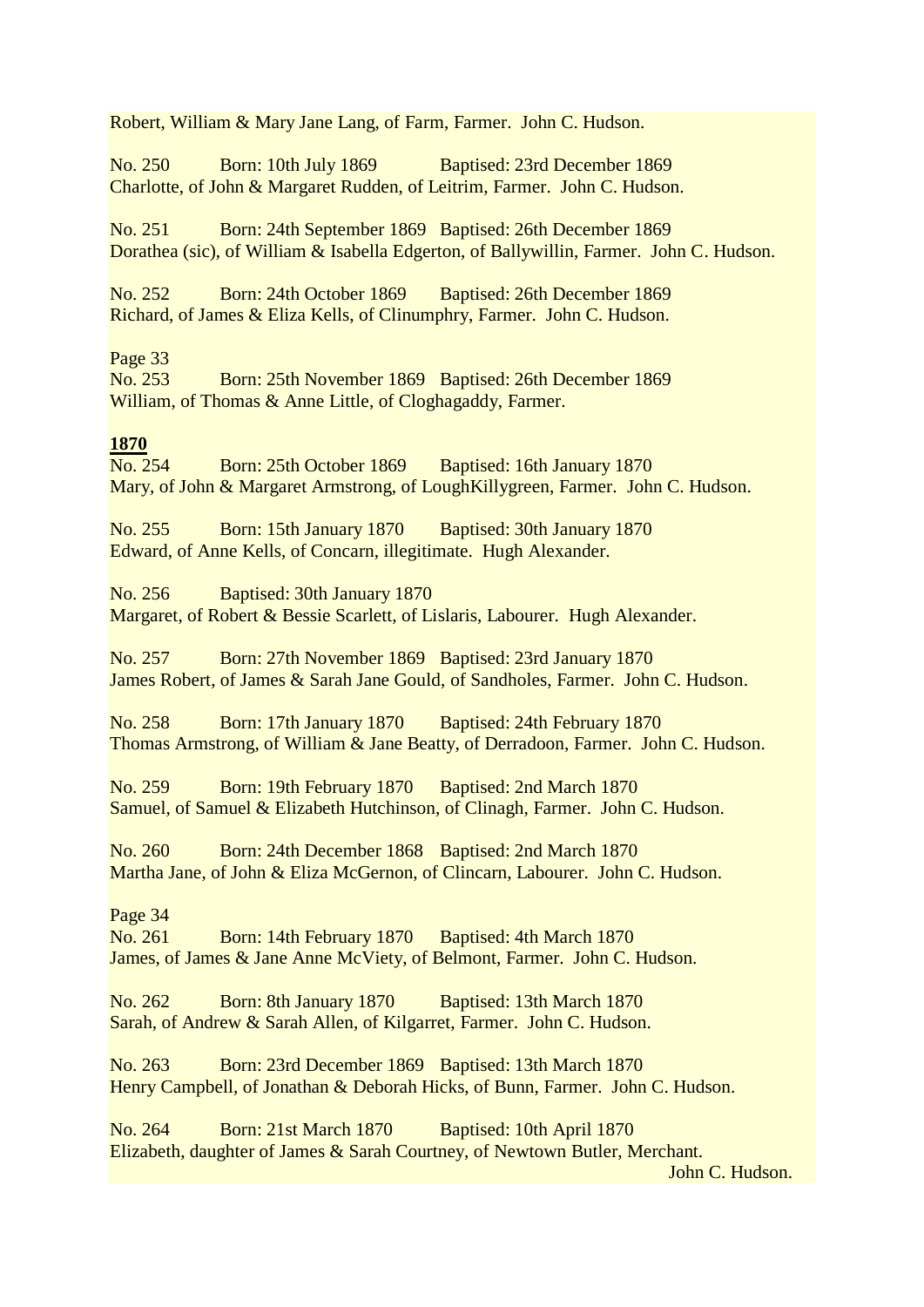Robert, William & Mary Jane Lang, of Farm, Farmer.  John C. Hudson.

No. 250    Born: 10th July 1869    Baptised: 23rd December 1869
Charlotte, of John & Margaret Rudden, of Leitrim, Farmer.  John C. Hudson.

No. 251    Born: 24th September 1869    Baptised: 26th December 1869
Dorathea (sic), of William & Isabella Edgerton, of Ballywillin, Farmer.  John C. Hudson.

No. 252    Born: 24th October 1869    Baptised: 26th December 1869
Richard, of James & Eliza Kells, of Clinumphry, Farmer.  John C. Hudson.

Page 33
No. 253    Born: 25th November 1869    Baptised: 26th December 1869
William, of Thomas & Anne Little, of Cloghagaddy, Farmer.

**1870**

No. 254    Born: 25th October 1869    Baptised: 16th January 1870
Mary, of John & Margaret Armstrong, of LoughKillygreen, Farmer.  John C. Hudson.

No. 255    Born: 15th January 1870    Baptised: 30th January 1870
Edward, of Anne Kells, of Concarn, illegitimate.  Hugh Alexander.

No. 256    Baptised: 30th January 1870
Margaret, of Robert & Bessie Scarlett, of Lislaris, Labourer.  Hugh Alexander.

No. 257    Born: 27th November 1869    Baptised: 23rd January 1870
James Robert, of James & Sarah Jane Gould, of Sandholes, Farmer.  John C. Hudson.

No. 258    Born: 17th January 1870    Baptised: 24th February 1870
Thomas Armstrong, of William & Jane Beatty, of Derradoon, Farmer.  John C. Hudson.

No. 259    Born: 19th February 1870    Baptised: 2nd March 1870
Samuel, of Samuel & Elizabeth Hutchinson, of Clinagh, Farmer.  John C. Hudson.

No. 260    Born: 24th December 1868    Baptised: 2nd March 1870
Martha Jane, of John & Eliza McGernon, of Clincarn, Labourer.  John C. Hudson.

Page 34
No. 261    Born: 14th February 1870    Baptised: 4th March 1870
James, of James & Jane Anne McViety, of Belmont, Farmer.  John C. Hudson.

No. 262    Born: 8th January 1870    Baptised: 13th March 1870
Sarah, of Andrew & Sarah Allen, of Kilgarret, Farmer.  John C. Hudson.

No. 263    Born: 23rd December 1869    Baptised: 13th March 1870
Henry Campbell, of Jonathan & Deborah Hicks, of Bunn, Farmer.  John C. Hudson.

No. 264    Born: 21st March 1870    Baptised: 10th April 1870
Elizabeth, daughter of James & Sarah Courtney, of Newtown Butler, Merchant.
John C. Hudson.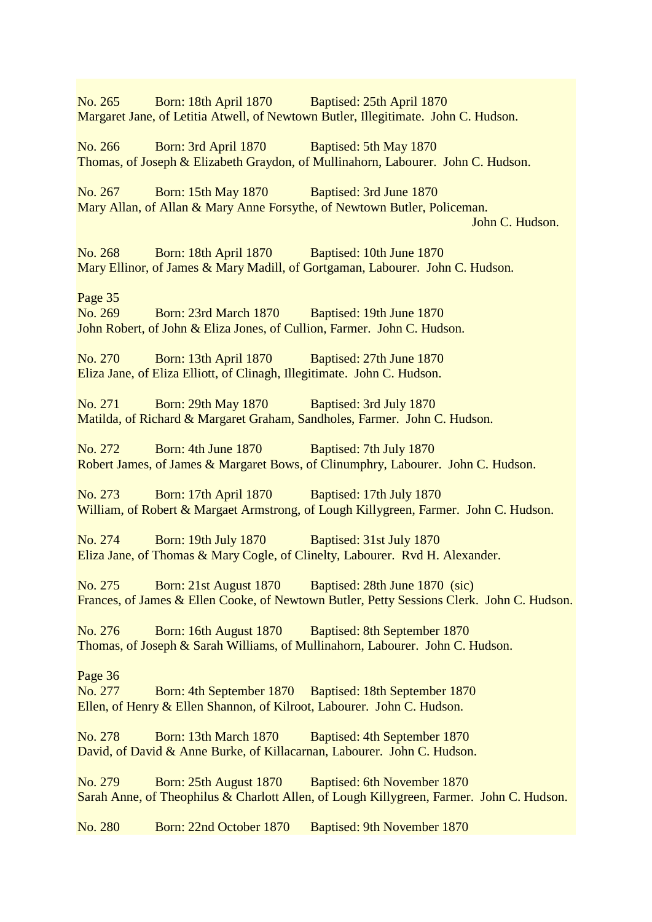No. 265 Born: 18th April 1870 Baptised: 25th April 1870
Margaret Jane, of Letitia Atwell, of Newtown Butler, Illegitimate. John C. Hudson.

No. 266 Born: 3rd April 1870 Baptised: 5th May 1870
Thomas, of Joseph & Elizabeth Graydon, of Mullinahorn, Labourer. John C. Hudson.

No. 267 Born: 15th May 1870 Baptised: 3rd June 1870
Mary Allan, of Allan & Mary Anne Forsythe, of Newtown Butler, Policeman.
John C. Hudson.

No. 268 Born: 18th April 1870 Baptised: 10th June 1870
Mary Ellinor, of James & Mary Madill, of Gortgaman, Labourer. John C. Hudson.

Page 35
No. 269 Born: 23rd March 1870 Baptised: 19th June 1870
John Robert, of John & Eliza Jones, of Cullion, Farmer. John C. Hudson.

No. 270 Born: 13th April 1870 Baptised: 27th June 1870
Eliza Jane, of Eliza Elliott, of Clinagh, Illegitimate. John C. Hudson.

No. 271 Born: 29th May 1870 Baptised: 3rd July 1870
Matilda, of Richard & Margaret Graham, Sandholes, Farmer. John C. Hudson.

No. 272 Born: 4th June 1870 Baptised: 7th July 1870
Robert James, of James & Margaret Bows, of Clinumphry, Labourer. John C. Hudson.

No. 273 Born: 17th April 1870 Baptised: 17th July 1870
William, of Robert & Margaet Armstrong, of Lough Killygreen, Farmer. John C. Hudson.

No. 274 Born: 19th July 1870 Baptised: 31st July 1870
Eliza Jane, of Thomas & Mary Cogle, of Clinelty, Labourer. Rvd H. Alexander.

No. 275 Born: 21st August 1870 Baptised: 28th June 1870 (sic)
Frances, of James & Ellen Cooke, of Newtown Butler, Petty Sessions Clerk. John C. Hudson.

No. 276 Born: 16th August 1870 Baptised: 8th September 1870
Thomas, of Joseph & Sarah Williams, of Mullinahorn, Labourer. John C. Hudson.

Page 36
No. 277 Born: 4th September 1870 Baptised: 18th September 1870
Ellen, of Henry & Ellen Shannon, of Kilroot, Labourer. John C. Hudson.

No. 278 Born: 13th March 1870 Baptised: 4th September 1870
David, of David & Anne Burke, of Killacarnan, Labourer. John C. Hudson.

No. 279 Born: 25th August 1870 Baptised: 6th November 1870
Sarah Anne, of Theophilus & Charlott Allen, of Lough Killygreen, Farmer. John C. Hudson.

No. 280 Born: 22nd October 1870 Baptised: 9th November 1870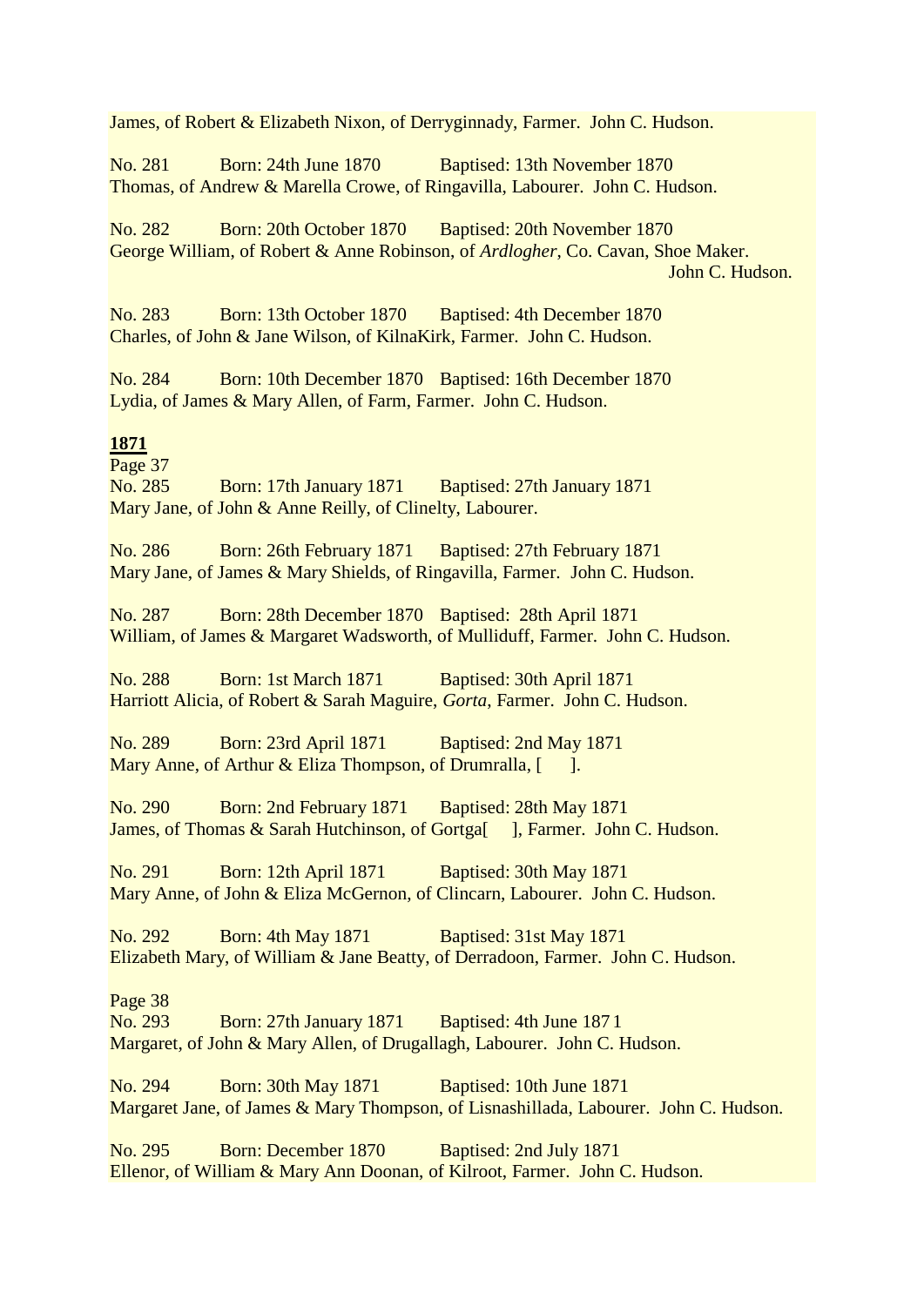James, of Robert & Elizabeth Nixon, of Derryginnady, Farmer.  John C. Hudson.

No. 281    Born: 24th June 1870    Baptised: 13th November 1870
Thomas, of Andrew & Marella Crowe, of Ringavilla, Labourer.  John C. Hudson.

No. 282    Born: 20th October 1870    Baptised: 20th November 1870
George William, of Robert & Anne Robinson, of *Ardlogher*, Co. Cavan, Shoe Maker.
John C. Hudson.

No. 283    Born: 13th October 1870    Baptised: 4th December 1870
Charles, of John & Jane Wilson, of KilnaKirk, Farmer.  John C. Hudson.

No. 284    Born: 10th December 1870    Baptised: 16th December 1870
Lydia, of James & Mary Allen, of Farm, Farmer.  John C. Hudson.

**1871**

Page 37

No. 285    Born: 17th January 1871    Baptised: 27th January 1871
Mary Jane, of John & Anne Reilly, of Clinelty, Labourer.

No. 286    Born: 26th February 1871    Baptised: 27th February 1871
Mary Jane, of James & Mary Shields, of Ringavilla, Farmer.  John C. Hudson.

No. 287    Born: 28th December 1870    Baptised: 28th April 1871
William, of James & Margaret Wadsworth, of Mulliduff, Farmer.  John C. Hudson.

No. 288    Born: 1st March 1871    Baptised: 30th April 1871
Harriott Alicia, of Robert & Sarah Maguire, *Gorta*, Farmer.  John C. Hudson.

No. 289    Born: 23rd April 1871    Baptised: 2nd May 1871
Mary Anne, of Arthur & Eliza Thompson, of Drumralla, [      ].

No. 290    Born: 2nd February 1871    Baptised: 28th May 1871
James, of Thomas & Sarah Hutchinson, of Gortga[     ], Farmer.  John C. Hudson.

No. 291    Born: 12th April 1871    Baptised: 30th May 1871
Mary Anne, of John & Eliza McGernon, of Clincarn, Labourer.  John C. Hudson.

No. 292    Born: 4th May 1871    Baptised: 31st May 1871
Elizabeth Mary, of William & Jane Beatty, of Derradoon, Farmer.  John C. Hudson.

Page 38

No. 293    Born: 27th January 1871    Baptised: 4th June 1871
Margaret, of John & Mary Allen, of Drugallagh, Labourer.  John C. Hudson.

No. 294    Born: 30th May 1871    Baptised: 10th June 1871
Margaret Jane, of James & Mary Thompson, of Lisnashillada, Labourer.  John C. Hudson.

No. 295    Born: December 1870    Baptised: 2nd July 1871
Ellenor, of William & Mary Ann Doonan, of Kilroot, Farmer.  John C. Hudson.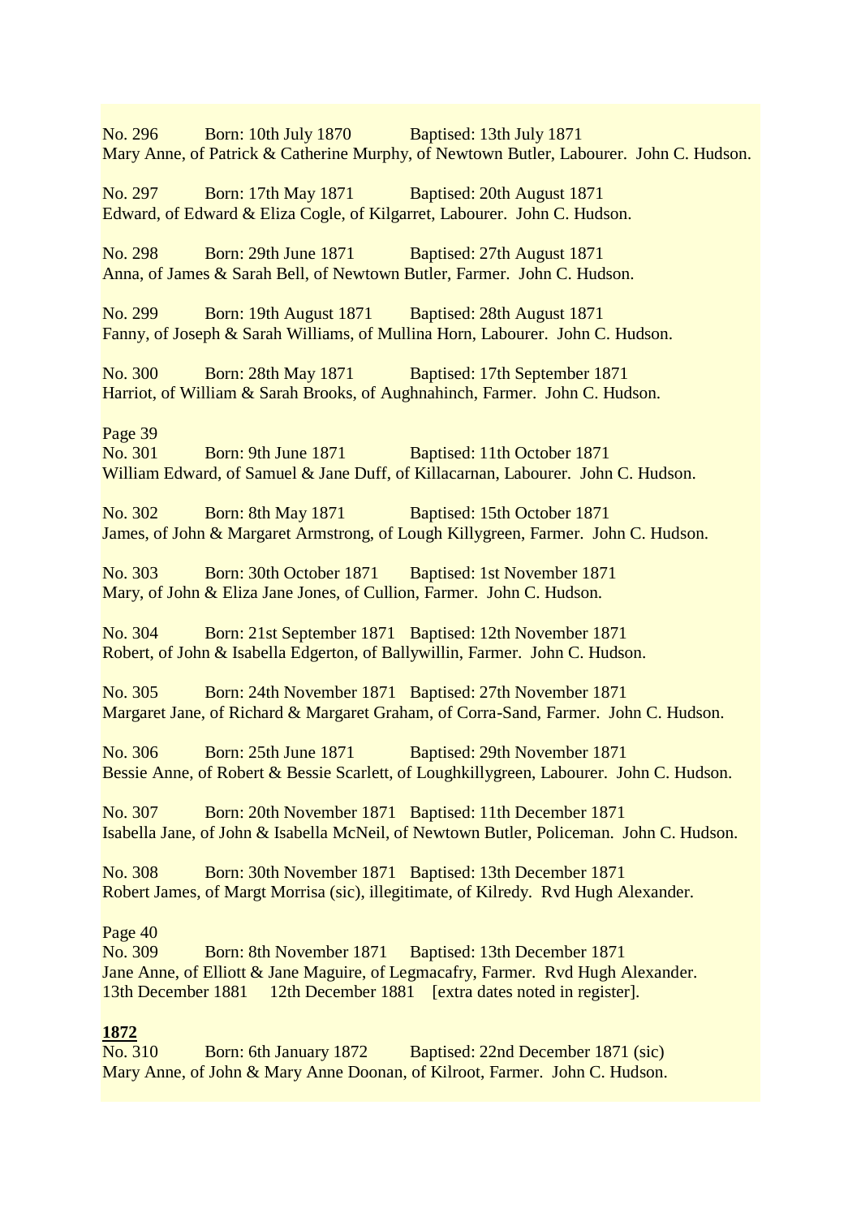No. 296 Born: 10th July 1870 Baptised: 13th July 1871
Mary Anne, of Patrick & Catherine Murphy, of Newtown Butler, Labourer. John C. Hudson.

No. 297 Born: 17th May 1871 Baptised: 20th August 1871
Edward, of Edward & Eliza Cogle, of Kilgarret, Labourer. John C. Hudson.

No. 298 Born: 29th June 1871 Baptised: 27th August 1871
Anna, of James & Sarah Bell, of Newtown Butler, Farmer. John C. Hudson.

No. 299 Born: 19th August 1871 Baptised: 28th August 1871
Fanny, of Joseph & Sarah Williams, of Mullina Horn, Labourer. John C. Hudson.

No. 300 Born: 28th May 1871 Baptised: 17th September 1871
Harriot, of William & Sarah Brooks, of Aughnahinch, Farmer. John C. Hudson.

Page 39
No. 301 Born: 9th June 1871 Baptised: 11th October 1871
William Edward, of Samuel & Jane Duff, of Killacarnan, Labourer. John C. Hudson.

No. 302 Born: 8th May 1871 Baptised: 15th October 1871
James, of John & Margaret Armstrong, of Lough Killygreen, Farmer. John C. Hudson.

No. 303 Born: 30th October 1871 Baptised: 1st November 1871
Mary, of John & Eliza Jane Jones, of Cullion, Farmer. John C. Hudson.

No. 304 Born: 21st September 1871 Baptised: 12th November 1871
Robert, of John & Isabella Edgerton, of Ballywillin, Farmer. John C. Hudson.

No. 305 Born: 24th November 1871 Baptised: 27th November 1871
Margaret Jane, of Richard & Margaret Graham, of Corra-Sand, Farmer. John C. Hudson.

No. 306 Born: 25th June 1871 Baptised: 29th November 1871
Bessie Anne, of Robert & Bessie Scarlett, of Loughkillygreen, Labourer. John C. Hudson.

No. 307 Born: 20th November 1871 Baptised: 11th December 1871
Isabella Jane, of John & Isabella McNeil, of Newtown Butler, Policeman. John C. Hudson.

No. 308 Born: 30th November 1871 Baptised: 13th December 1871
Robert James, of Margt Morrisa (sic), illegitimate, of Kilredy. Rvd Hugh Alexander.

Page 40
No. 309 Born: 8th November 1871 Baptised: 13th December 1871
Jane Anne, of Elliott & Jane Maguire, of Legmacafry, Farmer. Rvd Hugh Alexander.
13th December 1881 12th December 1881 [extra dates noted in register].

**1872**
No. 310 Born: 6th January 1872 Baptised: 22nd December 1871 (sic)
Mary Anne, of John & Mary Anne Doonan, of Kilroot, Farmer. John C. Hudson.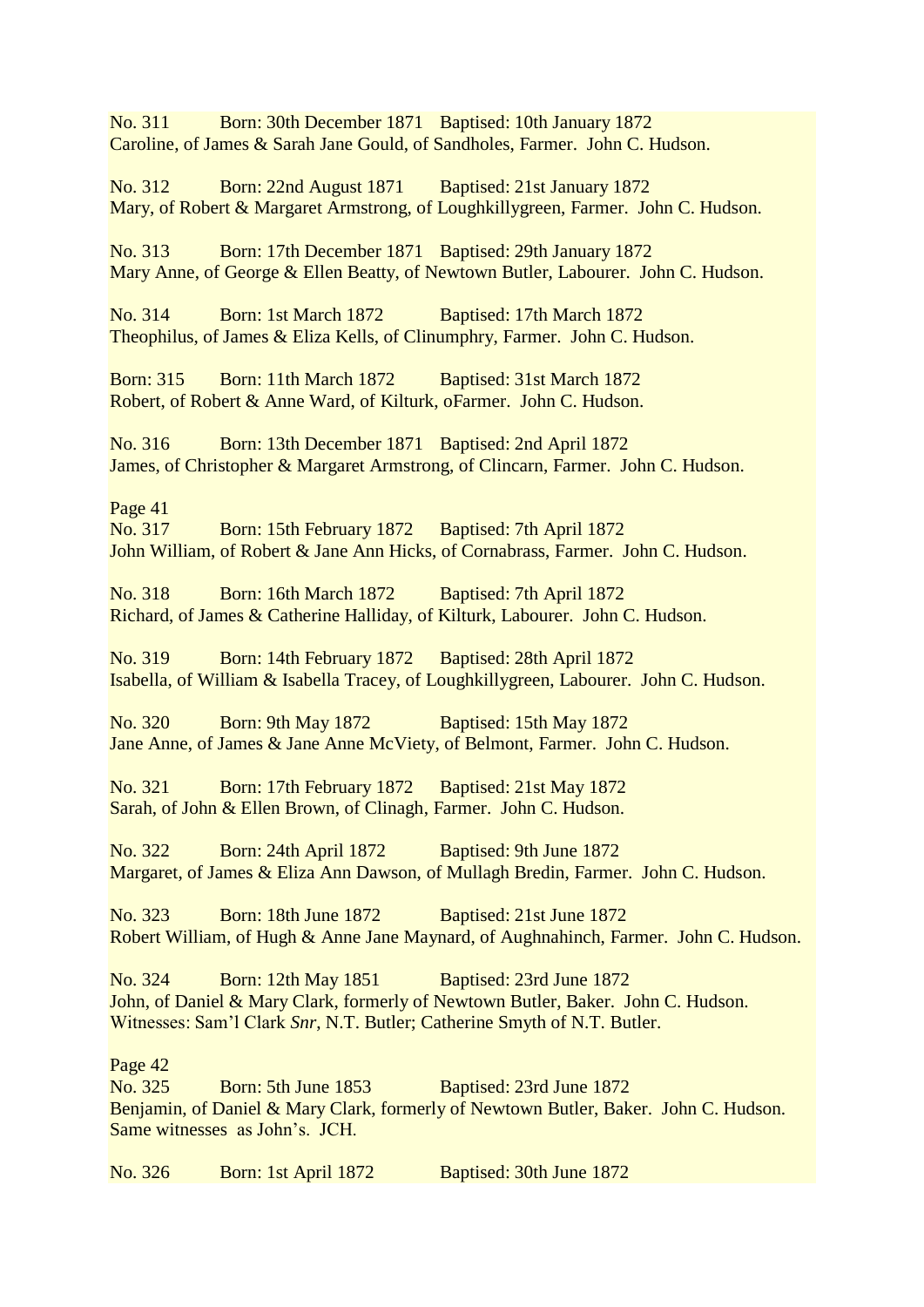No. 311 Born: 30th December 1871 Baptised: 10th January 1872
Caroline, of James & Sarah Jane Gould, of Sandholes, Farmer. John C. Hudson.

No. 312 Born: 22nd August 1871 Baptised: 21st January 1872
Mary, of Robert & Margaret Armstrong, of Loughkillygreen, Farmer. John C. Hudson.

No. 313 Born: 17th December 1871 Baptised: 29th January 1872
Mary Anne, of George & Ellen Beatty, of Newtown Butler, Labourer. John C. Hudson.

No. 314 Born: 1st March 1872 Baptised: 17th March 1872
Theophilus, of James & Eliza Kells, of Clinumphry, Farmer. John C. Hudson.

Born: 315 Born: 11th March 1872 Baptised: 31st March 1872
Robert, of Robert & Anne Ward, of Kilturk, oFarmer. John C. Hudson.

No. 316 Born: 13th December 1871 Baptised: 2nd April 1872
James, of Christopher & Margaret Armstrong, of Clincarn, Farmer. John C. Hudson.

Page 41

No. 317 Born: 15th February 1872 Baptised: 7th April 1872
John William, of Robert & Jane Ann Hicks, of Cornabrass, Farmer. John C. Hudson.

No. 318 Born: 16th March 1872 Baptised: 7th April 1872
Richard, of James & Catherine Halliday, of Kilturk, Labourer. John C. Hudson.

No. 319 Born: 14th February 1872 Baptised: 28th April 1872
Isabella, of William & Isabella Tracey, of Loughkillygreen, Labourer. John C. Hudson.

No. 320 Born: 9th May 1872 Baptised: 15th May 1872
Jane Anne, of James & Jane Anne McViety, of Belmont, Farmer. John C. Hudson.

No. 321 Born: 17th February 1872 Baptised: 21st May 1872
Sarah, of John & Ellen Brown, of Clinagh, Farmer. John C. Hudson.

No. 322 Born: 24th April 1872 Baptised: 9th June 1872
Margaret, of James & Eliza Ann Dawson, of Mullagh Bredin, Farmer. John C. Hudson.

No. 323 Born: 18th June 1872 Baptised: 21st June 1872
Robert William, of Hugh & Anne Jane Maynard, of Aughnahinch, Farmer. John C. Hudson.

No. 324 Born: 12th May 1851 Baptised: 23rd June 1872
John, of Daniel & Mary Clark, formerly of Newtown Butler, Baker. John C. Hudson.
Witnesses: Sam'l Clark *Snr*, N.T. Butler; Catherine Smyth of N.T. Butler.

Page 42

No. 325 Born: 5th June 1853 Baptised: 23rd June 1872
Benjamin, of Daniel & Mary Clark, formerly of Newtown Butler, Baker. John C. Hudson.
Same witnesses as John's. JCH.

No. 326 Born: 1st April 1872 Baptised: 30th June 1872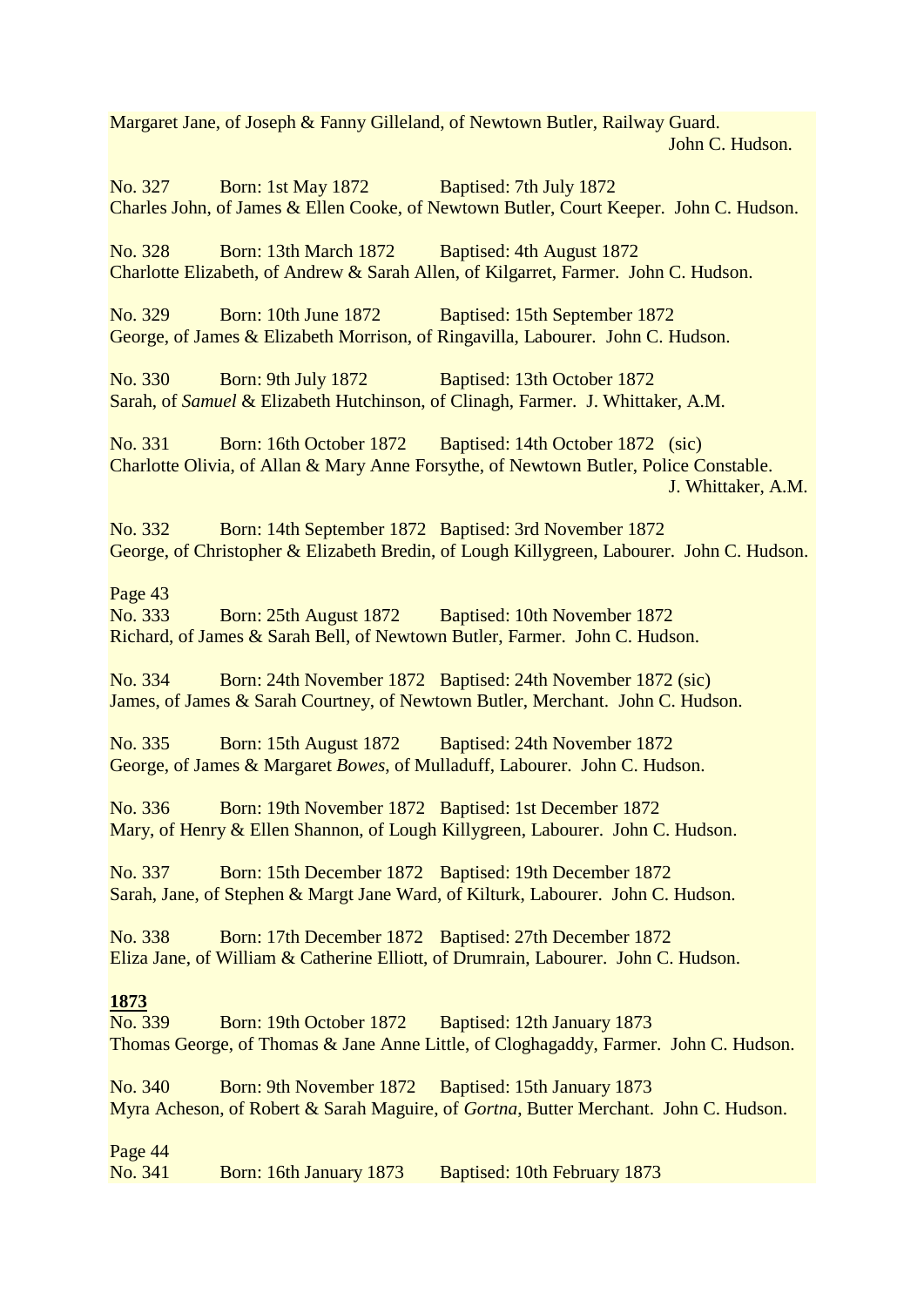Margaret Jane, of Joseph & Fanny Gilleland, of Newtown Butler, Railway Guard. John C. Hudson.

No. 327 Born: 1st May 1872 Baptised: 7th July 1872
Charles John, of James & Ellen Cooke, of Newtown Butler, Court Keeper. John C. Hudson.

No. 328 Born: 13th March 1872 Baptised: 4th August 1872
Charlotte Elizabeth, of Andrew & Sarah Allen, of Kilgarret, Farmer. John C. Hudson.

No. 329 Born: 10th June 1872 Baptised: 15th September 1872
George, of James & Elizabeth Morrison, of Ringavilla, Labourer. John C. Hudson.

No. 330 Born: 9th July 1872 Baptised: 13th October 1872
Sarah, of *Samuel* & Elizabeth Hutchinson, of Clinagh, Farmer. J. Whittaker, A.M.

No. 331 Born: 16th October 1872 Baptised: 14th October 1872 (sic)
Charlotte Olivia, of Allan & Mary Anne Forsythe, of Newtown Butler, Police Constable. J. Whittaker, A.M.

No. 332 Born: 14th September 1872 Baptised: 3rd November 1872
George, of Christopher & Elizabeth Bredin, of Lough Killygreen, Labourer. John C. Hudson.

Page 43
No. 333 Born: 25th August 1872 Baptised: 10th November 1872
Richard, of James & Sarah Bell, of Newtown Butler, Farmer. John C. Hudson.

No. 334 Born: 24th November 1872 Baptised: 24th November 1872 (sic)
James, of James & Sarah Courtney, of Newtown Butler, Merchant. John C. Hudson.

No. 335 Born: 15th August 1872 Baptised: 24th November 1872
George, of James & Margaret *Bowes*, of Mulladuff, Labourer. John C. Hudson.

No. 336 Born: 19th November 1872 Baptised: 1st December 1872
Mary, of Henry & Ellen Shannon, of Lough Killygreen, Labourer. John C. Hudson.

No. 337 Born: 15th December 1872 Baptised: 19th December 1872
Sarah, Jane, of Stephen & Margt Jane Ward, of Kilturk, Labourer. John C. Hudson.

No. 338 Born: 17th December 1872 Baptised: 27th December 1872
Eliza Jane, of William & Catherine Elliott, of Drumrain, Labourer. John C. Hudson.

**1873**

No. 339 Born: 19th October 1872 Baptised: 12th January 1873
Thomas George, of Thomas & Jane Anne Little, of Cloghagaddy, Farmer. John C. Hudson.

No. 340 Born: 9th November 1872 Baptised: 15th January 1873
Myra Acheson, of Robert & Sarah Maguire, of *Gortna*, Butter Merchant. John C. Hudson.

Page 44
No. 341 Born: 16th January 1873 Baptised: 10th February 1873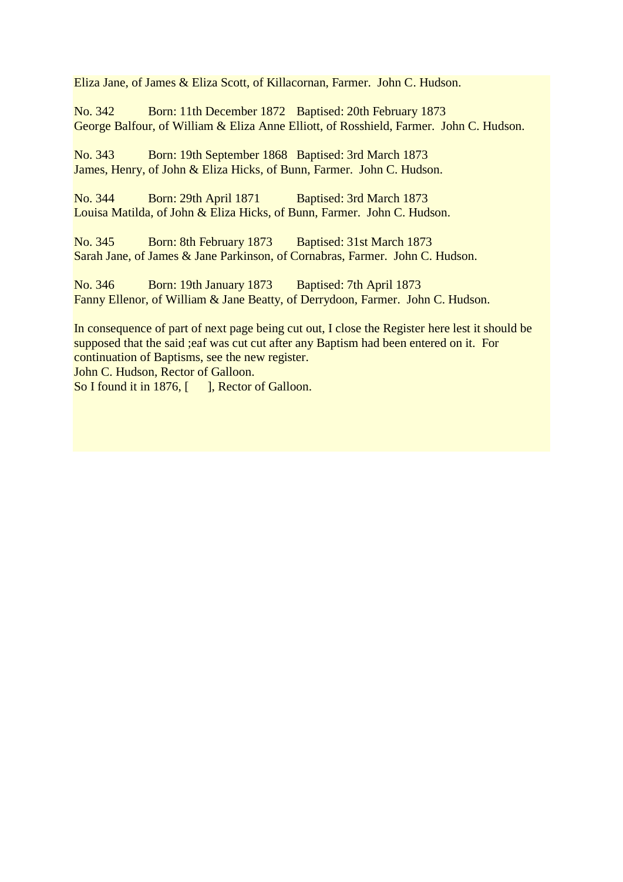Eliza Jane, of James & Eliza Scott, of Killacornan, Farmer.  John C. Hudson.

No. 342    Born: 11th December 1872    Baptised: 20th February 1873
George Balfour, of William & Eliza Anne Elliott, of Rosshield, Farmer.  John C. Hudson.

No. 343    Born: 19th September 1868    Baptised: 3rd March 1873
James, Henry, of John & Eliza Hicks, of Bunn, Farmer.  John C. Hudson.

No. 344    Born: 29th April 1871    Baptised: 3rd March 1873
Louisa Matilda, of John & Eliza Hicks, of Bunn, Farmer.  John C. Hudson.

No. 345    Born: 8th February 1873    Baptised: 31st March 1873
Sarah Jane, of James & Jane Parkinson, of Cornabras, Farmer.  John C. Hudson.

No. 346    Born: 19th January 1873    Baptised: 7th April 1873
Fanny Ellenor, of William & Jane Beatty, of Derrydoon, Farmer.  John C. Hudson.

In consequence of part of next page being cut out, I close the Register here lest it should be supposed that the said ;eaf was cut cut after any Baptism had been entered on it.  For continuation of Baptisms, see the new register.
John C. Hudson, Rector of Galloon.
So I found it in 1876, [      ], Rector of Galloon.